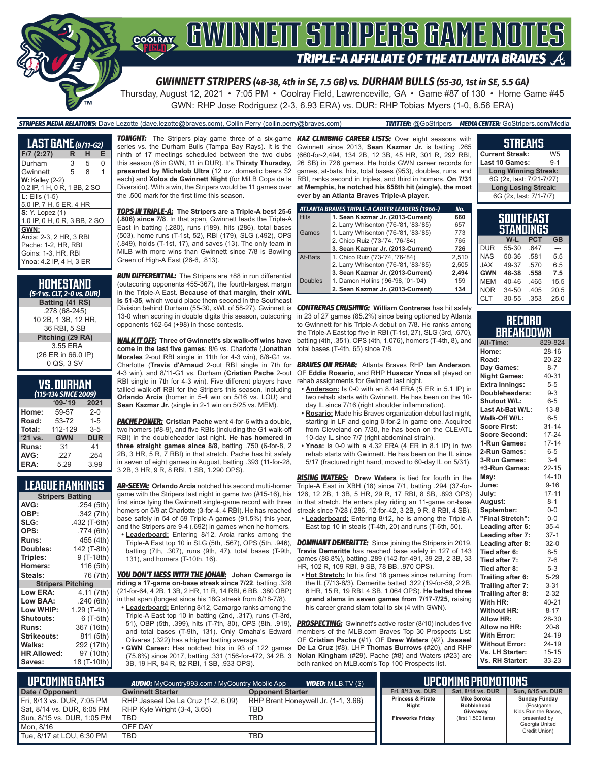# GWINNETT STRIPERS GAME NOTES

## TRIPLE-A AFFILIATE OF THE ATLANTA BRAVES

### GWINNETT STRIPERS (48-38, 4th in SE, 7.5 GB) vs. DURHAM BULLS (55-30, 1st in SE, 5.5 GA)

Thursday, August 12, 2021 • 7:05 PM • Coolray Field, Lawrenceville, GA • Game #87 of 130 • Home Game #45

GWN: RHP Jose Rodriguez (2-3, 6.93 ERA) vs. DUR: RHP Tobias Myers (1-0, 8.56 ERA)

**STRIPERS MEDIA RELATIONS:** Dave Lezotte (dave.lezotte@braves.com), Collin Perry (collin.perry@braves.com) **TWITTER:** @GoStripers **MEDIA CENTER:** GoStripers.com/Media

## LAST GAME (8/11-G2)

| F/7 (2:27) | R | H | E |
|---|---|---|---|
| Durham | 3 | 5 | 0 |
| Gwinnett | 5 | 8 | 1 |

**W:** Kelley (2-2)
0.2 IP, 1 H, 0 R, 1 BB, 2 SO

**L:** Ellis (1-5)
5.0 IP, 7 H, 5 ER, 4 HR

**S:** Y. Lopez (1)
1.0 IP, 0 H, 0 R, 3 BB, 2 SO

**GWN:**
Arcia: 2-3, 2 HR, 3 RBI
Pache: 1-2, HR, RBI
Goins: 1-3, HR, RBI
Ynoa: 4.2 IP, 4 H, 3 ER

## HOMESTAND
*(5-1 vs. CLT, 2-0 vs. DUR)*

**Batting (41 RS)**
.278 (68-245)
10 2B, 1 3B, 12 HR,
36 RBI, 5 SB

**Pitching (29 RA)**
3.55 ERA
(26 ER in 66.0 IP)
0 QS, 3 SV

## VS. DURHAM
*(115-134 SINCE 2009)*

| | '09-'19 | 2021 |
|---|---|---|
| Home: | 59-57 | 2-0 |
| Road: | 53-72 | 1-5 |
| Total: | 112-129 | 3-5 |
| '21 vs. | GWN | DUR |
| Runs: | 31 | 41 |
| AVG: | .227 | .254 |
| ERA: | 5.29 | 3.99 |

## LEAGUE RANKINGS

| Stripers Batting | |
|---|---|
| AVG: | .254 (5th) |
| OBP: | .342 (7th) |
| SLG: | .432 (T-6th) |
| OPS: | .774 (6th) |
| Runs: | 455 (4th) |
| Doubles: | 142 (T-8th) |
| Triples: | 9 (T-18th) |
| Homers: | 116 (5th) |
| Steals: | 76 (7th) |
| **Stripers Pitching** | |
| Low ERA: | 4.11 (7th) |
| Low BAA: | .240 (6th) |
| Low WHIP: | 1.29 (T-4th) |
| Shutouts: | 6 (T-5th) |
| Runs: | 367 (16th) |
| Strikeouts: | 811 (5th) |
| Walks: | 292 (17th) |
| HR Allowed: | 97 (10th) |
| Saves: | 18 (T-10th) |

**TONIGHT:** The Stripers play game three of a six-game series vs. the Durham Bulls (Tampa Bay Rays). It is the ninth of 17 meetings scheduled between the two clubs this season (6 in GWN, 11 in DUR). It's **Thirsty Thursday, presented by Michelob Ultra** (12 oz. domestic beers $2 each) and **Xolos de Gwinnett Night** (for MiLB Copa de la Diversión). With a win, the Stripers would be 11 games over the .500 mark for the first time this season.

**TOPS IN TRIPLE-A:** **The Stripers are a Triple-A best 25-6 (.806) since 7/8.** In that span, Gwinnett leads the Triple-A East in batting (.280), runs (189), hits (286), total bases (503), home runs (T-1st, 52), RBI (179), SLG (.492), OPS (.849), holds (T-1st, 17), and saves (13). The only team in MiLB with more wins than Gwinnett since 7/8 is Bowling Green of High-A East (26-6, .813).

**RUN DIFFERENTIAL:** The Stripers are +88 in run differential (outscoring opponents 455-367), the fourth-largest margin in the Triple-A East. **Because of that margin, their xWL is 51-35**, which would place them second in the Southeast Division behind Durham (55-30, xWL of 58-27). Gwinnett is 13-0 when scoring in double digits this season, outscoring opponents 162-64 (+98) in those contests.

**WALK IT OFF:** **Three of Gwinnett's six walk-off wins have come in the last five games**: 8/6 vs. Charlotte (**Jonathan Morales** 2-out RBI single in 11th for 4-3 win), 8/8-G1 vs. Charlotte (**Travis d'Arnaud** 2-out RBI single in 7th for 4-3 win), and 8/11-G1 vs. Durham (**Cristian Pache** 2-out RBI single in 7th for 4-3 win). Five different players have tallied walk-off RBI for the Stripers this season, including **Orlando Arcia** (homer in 5-4 win on 5/16 vs. LOU) and **Sean Kazmar Jr.** (single in 2-1 win on 5/25 vs. MEM).

**PACHE POWER:** **Cristian Pache** went 4-for-6 with a double, two homers (#8-9), and five RBIs (including the G1 walk-off RBI) in the doubleheader last night. **He has homered in three straight games since 8/8**, batting .750 (6-for-8, 2 2B, 3 HR, 5 R, 7 RBI) in that stretch. Pache has hit safely in seven of eight games in August, batting .393 (11-for-28, 3 2B, 3 HR, 9 R, 8 RBI, 1 SB, 1.290 OPS).

**AR-SEEYA:** **Orlando Arcia** notched his second multi-homer game with the Stripers last night in game two (#15-16), his first since tying the Gwinnett single-game record with three homers on 5/9 at Charlotte (3-for-4, 4 RBI). He has reached base safely in 54 of 59 Triple-A games (91.5%) this year, and the Stripers are 9-4 (.692) in games when he homers.

- **Leaderboard:** Entering 8/12, Arcia ranks among the Triple-A East top 10 in SLG (5th, .567), OPS (5th, .946), batting (7th, .307), runs (9th, 47), total bases (T-9th, 131), and homers (T-10th, 16).

**YOU DON'T MESS WITH THE JOHAN:** **Johan Camargo is riding a 17-game on-base streak since 7/22**, batting .328 (21-for-64, 4 2B, 1 3B, 2 HR, 11 R, 14 RBI, 6 BB, .380 OBP) in that span (longest since his 18G streak from 6/18-7/8).

- **Leaderboard:** Entering 8/12, Camargo ranks among the Triple-A East top 10 in batting (2nd, .317), runs (T-3rd, 51), OBP (5th, .399), hits (T-7th, 80), OPS (8th, .919), and total bases (T-9th, 131). Only Omaha's Edward Olivares (.322) has a higher batting average.
- **GWN Career:** Has notched hits in 93 of 122 games (75.8%) since 2017, batting .331 (156-for-472, 34 2B, 3 3B, 19 HR, 84 R, 82 RBI, 1 SB, .933 OPS).

**KAZ CLIMBING CAREER LISTS:** Over eight seasons with Gwinnett since 2013, **Sean Kazmar Jr.** is batting .265 (660-for-2,494, 134 2B, 12 3B, 45 HR, 301 R, 292 RBI, 26 SB) in 726 games. He holds GWN career records for games, at-bats, hits, total bases (953), doubles, runs, and RBI, ranks second in triples, and third in homers. **On 7/31 at Memphis, he notched his 658th hit (single), the most ever by an Atlanta Braves Triple-A player.**

| ATLANTA BRAVES TRIPLE-A CAREER LEADERS (1966-) | | No. |
|---|---|---|
| Hits | 1. Sean Kazmar Jr. (2013-Current) | 660 |
| | 2. Larry Whisenton ('76-'81, '83-'85) | 657 |
| Games | 1. Larry Whisenton ('76-'81, '83-'85) | 773 |
| | 2. Chico Ruiz ('73-'74, '76-'84) | 765 |
| | 3. Sean Kazmar Jr. (2013-Current) | 726 |
| At-Bats | 1. Chico Ruiz ('73-'74, '76-'84) | 2,510 |
| | 2. Larry Whisenton ('76-'81, '83-'85) | 2,505 |
| | 3. Sean Kazmar Jr. (2013-Current) | 2,494 |
| Doubles | 1. Damon Hollins ('96-'98, '01-'04) | 159 |
| | 2. Sean Kazmar Jr. (2013-Current) | 134 |

**CONTRERAS CRUSHING:** **William Contreras** has hit safely in 23 of 27 games (85.2%) since being optioned by Atlanta to Gwinnett for his Triple-A debut on 7/8. He ranks among the Triple-A East top five in RBI (T-1st, 27), SLG (3rd, .670), batting (4th, .351), OPS (4th, 1.076), homers (T-4th, 8), and total bases (T-4th, 65) since 7/8.

**BRAVES ON REHAB:** Atlanta Braves RHP **Ian Anderson**, OF **Eddie Rosario**, and RHP **Huascar Ynoa** all played on rehab assignments for Gwinnett last night.

- **Anderson:** Is 0-0 with an 8.44 ERA (5 ER in 5.1 IP) in two rehab starts with Gwinnett. He has been on the 10-day IL since 7/16 (right shoulder inflammation).
- **Rosario:** Made his Braves organization debut last night, starting in LF and going 0-for-2 in game one. Acquired from Cleveland on 7/30, he has been on the CLE/ATL 10-day IL since 7/7 (right abdominal strain).
- **Ynoa:** Is 0-0 with a 4.32 ERA (4 ER in 8.1 IP) in two rehab starts with Gwinnett. He has been on the IL since 5/17 (fractured right hand, moved to 60-day IL on 5/31).

**RISING WATERS:** **Drew Waters** is tied for fourth in the Triple-A East in XBH (18) since 7/1, batting .294 (37-for-126, 12 2B, 1 3B, 5 HR, 29 R, 17 RBI, 8 SB, .893 OPS) in that stretch. He enters play riding an 11-game on-base streak since 7/28 (.286, 12-for-42, 3 2B, 9 R, 8 RBI, 4 SB).

- **Leaderboard:** Entering 8/12, he is among the Triple-A East top 10 in steals (T-4th, 20) and runs (T-6th, 50).

**DOMINANT DEMERITTE:** Since joining the Stripers in 2019, **Travis Demeritte** has reached base safely in 127 of 143 games (88.8%), batting .289 (142-for-491, 39 2B, 2 3B, 33 HR, 102 R, 109 RBI, 9 SB, 78 BB, .970 OPS).

- **Hot Stretch:** In his first 16 games since returning from the IL (7/13-8/3), Demeritte batted .322 (19-for-59, 2 2B, 6 HR, 15 R, 19 RBI, 4 SB, 1.064 OPS). **He belted three grand slams in seven games from 7/17-7/25**, raising his career grand slam total to six (4 with GWN).

**PROSPECTING:** Gwinnett's active roster (8/10) includes five members of the MLB.com Braves Top 30 Prospects List: OF **Cristian Pache** (#1), OF **Drew Waters** (#2), **Jasseel De La Cruz** (#8), LHP **Thomas Burrows** (#20), and RHP **Nolan Kingham** (#29). Pache (#8) and Waters (#23) are both ranked on MLB.com's Top 100 Prospects List.

## STREAKS

| | |
|---|---|
| Current Streak: | W5 |
| Last 10 Games: | 9-1 |
| **Long Winning Streak:** | |
| 6G (2x, last: 7/21-7/27) | |
| **Long Losing Streak:** | |
| 6G (2x, last: 7/1-7/7) | |

## SOUTHEAST STANDINGS

| | W-L | PCT | GB |
|---|---|---|---|
| DUR | 55-30 | .647 | --- |
| NAS | 50-36 | .581 | 5.5 |
| JAX | 49-37 | .570 | 6.5 |
| **GWN** | **48-38** | **.558** | **7.5** |
| MEM | 40-46 | .465 | 15.5 |
| NOR | 34-50 | .405 | 20.5 |
| CLT | 30-55 | .353 | 25.0 |

## RECORD BREAKDOWN

| | |
|---|---|
| All-Time: | 829-824 |
| Home: | 28-16 |
| Road: | 20-22 |
| Day Games: | 8-7 |
| Night Games: | 40-31 |
| Extra Innings: | 5-5 |
| Doubleheaders: | 9-3 |
| Shutout W/L: | 6-5 |
| Last At-Bat W/L: | 13-8 |
| Walk-Off W/L: | 6-5 |
| Score First: | 31-14 |
| Score Second: | 17-24 |
| 1-Run Games: | 17-14 |
| 2-Run Games: | 6-5 |
| 3-Run Games: | 3-4 |
| +3-Run Games: | 22-15 |
| May: | 14-10 |
| June: | 9-16 |
| July: | 17-11 |
| August: | 8-1 |
| September: | 0-0 |
| "Final Stretch": | 0-0 |
| Leading after 6: | 35-4 |
| Leading after 7: | 37-1 |
| Leading after 8: | 32-0 |
| Tied after 6: | 8-5 |
| Tied after 7: | 7-6 |
| Tied after 8: | 5-3 |
| Trailing after 6: | 5-29 |
| Trailing after 7: | 3-31 |
| Trailing after 8: | 2-32 |
| With HR: | 40-21 |
| Without HR: | 8-17 |
| Allow HR: | 28-30 |
| Allow no HR: | 20-8 |
| With Error: | 24-19 |
| Without Error: | 24-19 |
| Vs. LH Starter: | 15-15 |
| Vs. RH Starter: | 33-23 |

## UPCOMING GAMES

**AUDIO:** MyCountry993.com / MyCountry Mobile App **VIDEO:** MiLB.TV ($)

| Date / Opponent | Gwinnett Starter | Opponent Starter |
|---|---|---|
| Fri, 8/13 vs. DUR, 7:05 PM | RHP Jasseel De La Cruz (1-2, 6.09) | RHP Brent Honeywell Jr. (1-1, 3.66) |
| Sat, 8/14 vs. DUR, 6:05 PM | RHP Kyle Wright (3-4, 3.65) | TBD |
| Sun, 8/15 vs. DUR, 1:05 PM | TBD | TBD |
| Mon, 8/16 | OFF DAY | |
| Tue, 8/17 at LOU, 6:30 PM | TBD | TBD |

## UPCOMING PROMOTIONS

| Fri, 8/13 vs. DUR | Sat, 8/14 vs. DUR | Sun, 8/15 vs. DUR |
|---|---|---|
| Princess & Pirate Night<br><br>Fireworks Friday | Mike Soroka Bobblehead Giveaway (first 1,500 fans) | Sunday Funday (Postgame Kids Run the Bases, presented by Georgia United Credit Union) |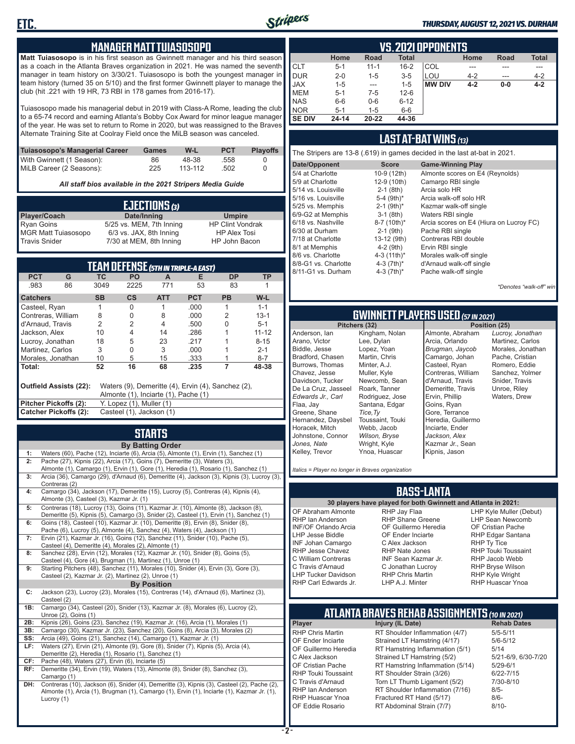## MANAGER MATT TUIASOSOPO

**Matt Tuiasosopo** is in his first season as Gwinnett manager and his third season as a coach in the Atlanta Braves organization in 2021. He was named the seventh manager in team history on 3/30/21. Tuiasosopo is both the youngest manager in team history (turned 35 on 5/10) and the first former Gwinnett player to manage the club (hit .221 with 19 HR, 73 RBI in 178 games from 2016-17).

Tuiasosopo made his managerial debut in 2019 with Class-A Rome, leading the club to a 65-74 record and earning Atlanta's Bobby Cox Award for minor league manager of the year. He was set to return to Rome in 2020, but was reassigned to the Braves Alternate Training Site at Coolray Field once the MiLB season was canceled.

| Tuiasosopo's Managerial Career | Games | W-L | PCT | Playoffs |
|---|---|---|---|---|
| With Gwinnett (1 Season): | 86 | 48-38 | .558 | 0 |
| MiLB Career (2 Seasons): | 225 | 113-112 | .502 | 0 |

*All staff bios available in the 2021 Stripers Media Guide*

## EJECTIONS (3)

| Player/Coach | Date/Inning | Umpire |
|---|---|---|
| Ryan Goins | 5/25 vs. MEM, 7th Inning | HP Clint Vondrak |
| MGR Matt Tuiasosopo | 6/3 vs. JAX, 8th Inning | HP Alex Tosi |
| Travis Snider | 7/30 at MEM, 8th Inning | HP John Bacon |

## TEAM DEFENSE (5TH IN TRIPLE-A EAST)

| PCT | G | TC | PO | A | E | DP | TP |
|---|---|---|---|---|---|---|---|
| .983 | 86 | 3049 | 2225 | 771 | 53 | 83 | 1 |

| Catchers | SB | CS | ATT | PCT | PB | W-L |
|---|---|---|---|---|---|---|
| Casteel, Ryan | 1 | 0 | 1 | .000 | 1 | 1-1 |
| Contreras, William | 8 | 0 | 8 | .000 | 2 | 13-1 |
| d'Arnaud, Travis | 2 | 2 | 4 | .500 | 0 | 5-1 |
| Jackson, Alex | 10 | 4 | 14 | .286 | 1 | 11-12 |
| Lucroy, Jonathan | 18 | 5 | 23 | .217 | 1 | 8-15 |
| Martinez, Carlos | 3 | 0 | 3 | .000 | 1 | 2-1 |
| Morales, Jonathan | 10 | 5 | 15 | .333 | 1 | 8-7 |
| **Total:** | **52** | **16** | **68** | **.235** | **7** | **48-38** |

**Outfield Assists (22):** Waters (9), Demeritte (4), Ervin (4), Sanchez (2), Almonte (1), Inciarte (1), Pache (1)
**Pitcher Pickoffs (2):** Y. Lopez (1), Muller (1)
**Catcher Pickoffs (2):** Casteel (1), Jackson (1)

## STARTS

**By Batting Order**

| | |
|---|---|
| 1: | Waters (60), Pache (12), Inciarte (6), Arcia (5), Almonte (1), Ervin (1), Sanchez (1) |
| 2: | Pache (27), Kipnis (22), Arcia (17), Goins (7), Demeritte (3), Waters (3), Almonte (1), Camargo (1), Ervin (1), Gore (1), Heredia (1), Rosario (1), Sanchez (1) |
| 3: | Arcia (36), Camargo (29), d'Arnaud (6), Demeritte (4), Jackson (3), Kipnis (3), Lucroy (3), Contreras (2) |
| 4: | Camargo (34), Jackson (17), Demeritte (15), Lucroy (5), Contreras (4), Kipnis (4), Almonte (3), Casteel (3), Kazmar Jr. (1) |
| 5: | Contreras (18), Lucroy (13), Goins (11), Kazmar Jr. (10), Almonte (8), Jackson (8), Demeritte (5), Kipnis (5), Camargo (3), Snider (2), Casteel (1), Ervin (1), Sanchez (1) |
| 6: | Goins (18), Casteel (10), Kazmar Jr. (10), Demeritte (8), Ervin (8), Snider (8), Pache (6), Lucroy (5), Almonte (4), Sanchez (4), Waters (4), Jackson (1) |
| 7: | Ervin (21), Kazmar Jr. (16), Goins (12), Sanchez (11), Snider (10), Pache (5), Casteel (4), Demeritte (4), Morales (2), Almonte (1) |
| 8: | Sanchez (28), Ervin (12), Morales (12), Kazmar Jr. (10), Snider (10), Goins (5), Casteel (4), Gore (4), Brugman (1), Martinez (1), Unroe (1) |
| 9: | Starting Pitchers (48), Sanchez (11), Morales (10), Snider (4), Ervin (3), Gore (3), Casteel (2), Kazmar Jr. (2), Martinez (2), Unroe (1) |

**By Position**

| | |
|---|---|
| C: | Jackson (23), Lucroy (23), Morales (15), Contreras (14), d'Arnaud (6), Martinez (3), Casteel (2) |
| 1B: | Camargo (34), Casteel (20), Snider (13), Kazmar Jr. (8), Morales (6), Lucroy (2), Unroe (2), Goins (1) |
| 2B: | Kipnis (26), Goins (23), Sanchez (19), Kazmar Jr. (16), Arcia (1), Morales (1) |
| 3B: | Camargo (30), Kazmar Jr. (23), Sanchez (20), Goins (8), Arcia (3), Morales (2) |
| SS: | Arcia (49), Goins (21), Sanchez (14), Camargo (1), Kazmar Jr. (1) |
| LF: | Waters (27), Ervin (21), Almonte (9), Gore (8), Snider (7), Kipnis (5), Arcia (4), Demeritte (2), Heredia (1), Rosario (1), Sanchez (1) |
| CF: | Pache (48), Waters (27), Ervin (6), Inciarte (5) |
| RF: | Demeritte (34), Ervin (19), Waters (13), Almonte (8), Snider (8), Sanchez (3), Camargo (1) |
| DH: | Contreras (10), Jackson (6), Snider (4), Demeritte (3), Kipnis (3), Casteel (2), Pache (2), Almonte (1), Arcia (1), Brugman (1), Camargo (1), Ervin (1), Inciarte (1), Kazmar Jr. (1), Lucroy (1) |

## VS. 2021 OPPONENTS

| | Home | Road | Total | | Home | Road | Total |
|---|---|---|---|---|---|---|---|
| CLT | 5-1 | 11-1 | 16-2 | COL | --- | --- | --- |
| DUR | 2-0 | 1-5 | 3-5 | LOU | 4-2 | --- | 4-2 |
| JAX | 1-5 | --- | 1-5 | **MW DIV** | **4-2** | **0-0** | **4-2** |
| MEM | 5-1 | 7-5 | 12-6 | | | | |
| NAS | 6-6 | 0-6 | 6-12 | | | | |
| NOR | 5-1 | 1-5 | 6-6 | | | | |
| **SE DIV** | **24-14** | **20-22** | **44-36** | | | | |

## LAST AT-BAT WINS (13)

The Stripers are 13-8 (.619) in games decided in the last at-bat in 2021.

| Date/Opponent | Score | Game-Winning Play |
|---|---|---|
| 5/4 at Charlotte | 10-9 (12th) | Almonte scores on E4 (Reynolds) |
| 5/9 at Charlotte | 12-9 (10th) | Camargo RBI single |
| 5/14 vs. Louisville | 2-1 (8th) | Arcia solo HR |
| 5/16 vs. Louisville | 5-4 (9th)* | Arcia walk-off solo HR |
| 5/25 vs. Memphis | 2-1 (9th)* | Kazmar walk-off single |
| 6/9-G2 at Memphis | 3-1 (8th) | Waters RBI single |
| 6/18 vs. Nashville | 8-7 (10th)* | Arcia scores on E4 (Hiura on Lucroy FC) |
| 6/30 at Durham | 2-1 (9th) | Pache RBI single |
| 7/18 at Charlotte | 13-12 (9th) | Contreras RBI double |
| 8/1 at Memphis | 4-2 (9th) | Ervin RBI single |
| 8/6 vs. Charlotte | 4-3 (11th)* | Morales walk-off single |
| 8/8-G1 vs. Charlotte | 4-3 (7th)* | d'Arnaud walk-off single |
| 8/11-G1 vs. Durham | 4-3 (7th)* | Pache walk-off single |

*\*Denotes "walk-off" win*

## GWINNETT PLAYERS USED (57 IN 2021)

| Pitchers (32) | | Position (25) | |
|---|---|---|---|
| Anderson, Ian | Kingham, Nolan | Almonte, Abraham | *Lucroy, Jonathan* |
| Arano, Victor | Lee, Dylan | Arcia, Orlando | Martinez, Carlos |
| Biddle, Jesse | Lopez, Yoan | *Brugman, Jaycob* | Morales, Jonathan |
| Bradford, Chasen | Martin, Chris | Camargo, Johan | Pache, Cristian |
| Burrows, Thomas | Minter, A.J. | Casteel, Ryan | Romero, Eddie |
| Chavez, Jesse | Muller, Kyle | Contreras, William | Sanchez, Yolmer |
| Davidson, Tucker | Newcomb, Sean | d'Arnaud, Travis | Snider, Travis |
| De La Cruz, Jasseel | Roark, Tanner | Demeritte, Travis | Unroe, Riley |
| *Edwards Jr., Carl* | Rodriguez, Jose | Ervin, Phillip | Waters, Drew |
| Flaa, Jay | Santana, Edgar | Goins, Ryan | |
| Greene, Shane | *Tice, Ty* | Gore, Terrance | |
| Hernandez, Daysbel | Toussaint, Touki | Heredia, Guillermo | |
| Horacek, Mitch | Webb, Jacob | Inciarte, Ender | |
| Johnstone, Connor | *Wilson, Bryse* | *Jackson, Alex* | |
| *Jones, Nate* | Wright, Kyle | Kazmar Jr., Sean | |
| Kelley, Trevor | Ynoa, Huascar | Kipnis, Jason | |

*Italics = Player no longer in Braves organization*

## BASS-LANTA

**30 players have played for both Gwinnett and Atlanta in 2021:**

| | | |
|---|---|---|
| OF Abraham Almonte | RHP Jay Flaa | LHP Kyle Muller (Debut) |
| RHP Ian Anderson | RHP Shane Greene | LHP Sean Newcomb |
| INF/OF Orlando Arcia | OF Guillermo Heredia | OF Cristian Pache |
| LHP Jesse Biddle | OF Ender Inciarte | RHP Edgar Santana |
| INF Johan Camargo | C Alex Jackson | RHP Ty Tice |
| RHP Jesse Chavez | RHP Nate Jones | RHP Touki Toussaint |
| C William Contreras | INF Sean Kazmar Jr. | RHP Jacob Webb |
| C Travis d'Arnaud | C Jonathan Lucroy | RHP Bryse Wilson |
| LHP Tucker Davidson | RHP Chris Martin | RHP Kyle Wright |
| RHP Carl Edwards Jr. | LHP A.J. Minter | RHP Huascar Ynoa |

## ATLANTA BRAVES REHAB ASSIGNMENTS (10 IN 2021)

| Player | Injury (IL Date) | Rehab Dates |
|---|---|---|
| RHP Chris Martin | RT Shoulder Inflammation (4/7) | 5/5-5/11 |
| OF Ender Inciarte | Strained LT Hamstring (4/17) | 5/6-5/12 |
| OF Guillermo Heredia | RT Hamstring Inflammation (5/1) | 5/14 |
| C Alex Jackson | Strained LT Hamstring (5/2) | 5/21-6/9, 6/30-7/20 |
| OF Cristian Pache | RT Hamstring Inflammation (5/14) | 5/29-6/1 |
| RHP Touki Toussaint | RT Shoulder Strain (3/26) | 6/22-7/15 |
| C Travis d'Arnaud | Torn LT Thumb Ligament (5/2) | 7/30-8/10 |
| RHP Ian Anderson | RT Shoulder Inflammation (7/16) | 8/5- |
| RHP Huascar Ynoa | Fractured RT Hand (5/17) | 8/6- |
| OF Eddie Rosario | RT Abdominal Strain (7/7) | 8/10- |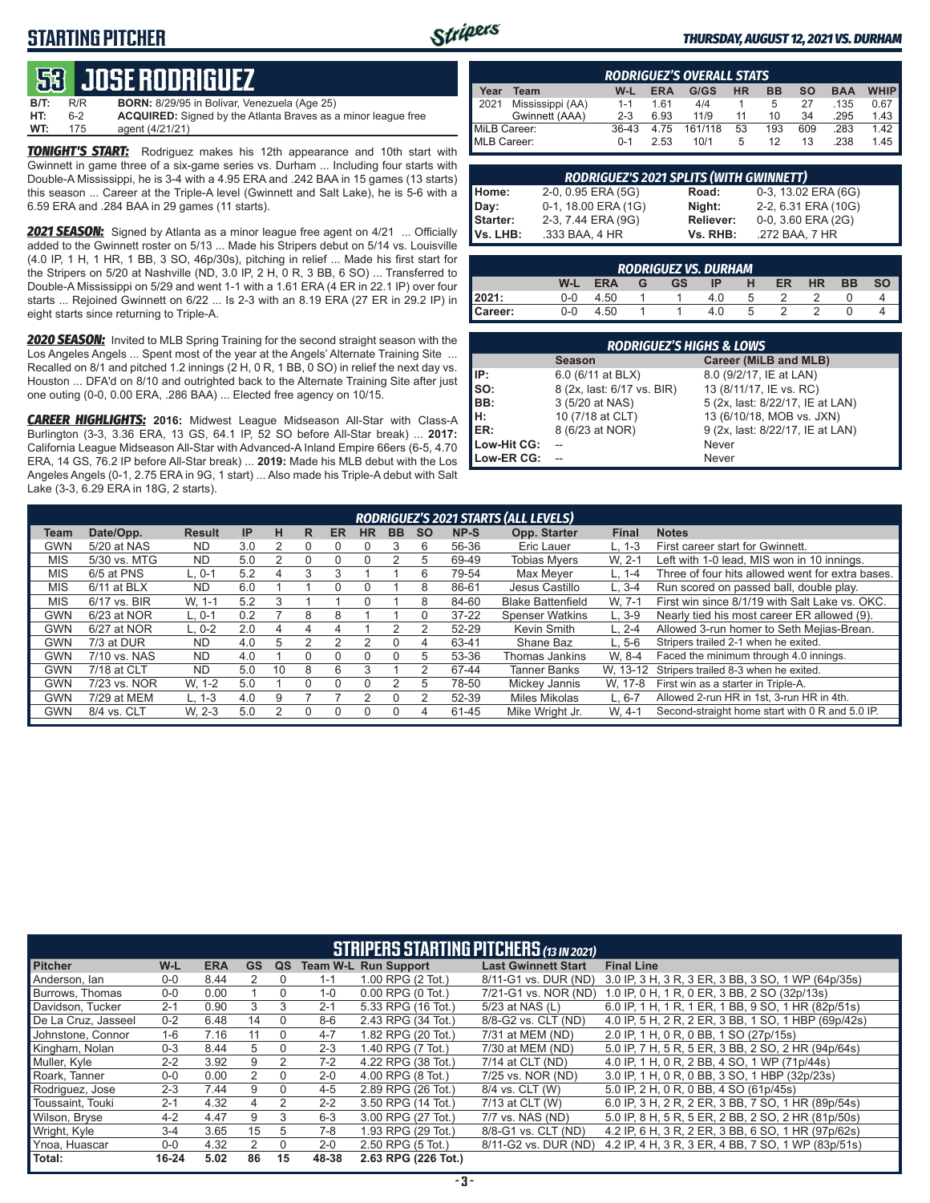# STARTING PITCHER

THURSDAY, AUGUST 12, 2021 VS. DURHAM

## 53 JOSE RODRIGUEZ

**B/T:** R/R **BORN:** 8/29/95 in Bolivar, Venezuela (Age 25)
**HT:** 6-2 **ACQUIRED:** Signed by the Atlanta Braves as a minor league free
**WT:** 175 agent (4/21/21)

***TONIGHT'S START:*** Rodriguez makes his 12th appearance and 10th start with Gwinnett in game three of a six-game series vs. Durham ... Including four starts with Double-A Mississippi, he is 3-4 with a 4.95 ERA and .242 BAA in 15 games (13 starts) this season ... Career at the Triple-A level (Gwinnett and Salt Lake), he is 5-6 with a 6.59 ERA and .284 BAA in 29 games (11 starts).

***2021 SEASON:*** Signed by Atlanta as a minor league free agent on 4/21 ... Officially added to the Gwinnett roster on 5/13 ... Made his Stripers debut on 5/14 vs. Louisville (4.0 IP, 1 H, 1 HR, 1 BB, 3 SO, 46p/30s), pitching in relief ... Made his first start for the Stripers on 5/20 at Nashville (ND, 3.0 IP, 2 H, 0 R, 3 BB, 6 SO) ... Transferred to Double-A Mississippi on 5/29 and went 1-1 with a 1.61 ERA (4 ER in 22.1 IP) over four starts ... Rejoined Gwinnett on 6/22 ... Is 2-3 with an 8.19 ERA (27 ER in 29.2 IP) in eight starts since returning to Triple-A.

***2020 SEASON:*** Invited to MLB Spring Training for the second straight season with the Los Angeles Angels ... Spent most of the year at the Angels' Alternate Training Site ... Recalled on 8/1 and pitched 1.2 innings (2 H, 0 R, 1 BB, 0 SO) in relief the next day vs. Houston ... DFA'd on 8/10 and outrighted back to the Alternate Training Site after just one outing (0-0, 0.00 ERA, .286 BAA) ... Elected free agency on 10/15.

***CAREER HIGHLIGHTS:*** **2016:** Midwest League Midseason All-Star with Class-A Burlington (3-3, 3.36 ERA, 13 GS, 64.1 IP, 52 SO before All-Star break) ... **2017:** California League Midseason All-Star with Advanced-A Inland Empire 66ers (6-5, 4.70 ERA, 14 GS, 76.2 IP before All-Star break) ... **2019:** Made his MLB debut with the Los Angeles Angels (0-1, 2.75 ERA in 9G, 1 start) ... Also made his Triple-A debut with Salt Lake (3-3, 6.29 ERA in 18G, 2 starts).

### RODRIGUEZ'S OVERALL STATS

| Year | Team | W-L | ERA | G/GS | HR | BB | SO | BAA | WHIP |
|---|---|---|---|---|---|---|---|---|---|
| 2021 | Mississippi (AA) | 1-1 | 1.61 | 4/4 | 1 | 5 | 27 | .135 | 0.67 |
| | Gwinnett (AAA) | 2-3 | 6.93 | 11/9 | 11 | 10 | 34 | .295 | 1.43 |
| MiLB Career: | | 36-43 | 4.75 | 161/118 | 53 | 193 | 609 | .283 | 1.42 |
| MLB Career: | | 0-1 | 2.53 | 10/1 | 5 | 12 | 13 | .238 | 1.45 |

### RODRIGUEZ'S 2021 SPLITS (WITH GWINNETT)

| | | | |
|---|---|---|---|
| Home: | 2-0, 0.95 ERA (5G) | Road: | 0-3, 13.02 ERA (6G) |
| Day: | 0-1, 18.00 ERA (1G) | Night: | 2-2, 6.31 ERA (10G) |
| Starter: | 2-3, 7.44 ERA (9G) | Reliever: | 0-0, 3.60 ERA (2G) |
| Vs. LHB: | .333 BAA, 4 HR | Vs. RHB: | .272 BAA, 7 HR |

### RODRIGUEZ VS. DURHAM

| | W-L | ERA | G | GS | IP | H | ER | HR | BB | SO |
|---|---|---|---|---|---|---|---|---|---|---|
| 2021: | 0-0 | 4.50 | 1 | 1 | 4.0 | 5 | 2 | 2 | 0 | 4 |
| Career: | 0-0 | 4.50 | 1 | 1 | 4.0 | 5 | 2 | 2 | 0 | 4 |

### RODRIGUEZ'S HIGHS & LOWS

| | Season | Career (MiLB and MLB) |
|---|---|---|
| IP: | 6.0 (6/11 at BLX) | 8.0 (9/2/17, IE at LAN) |
| SO: | 8 (2x, last: 6/17 vs. BIR) | 13 (8/11/17, IE vs. RC) |
| BB: | 3 (5/20 at NAS) | 5 (2x, last: 8/22/17, IE at LAN) |
| H: | 10 (7/18 at CLT) | 13 (6/10/18, MOB vs. JXN) |
| ER: | 8 (6/23 at NOR) | 9 (2x, last: 8/22/17, IE at LAN) |
| Low-Hit CG: | -- | Never |
| Low-ER CG: | -- | Never |

### RODRIGUEZ'S 2021 STARTS (ALL LEVELS)

| Team | Date/Opp. | Result | IP | H | R | ER | HR | BB | SO | NP-S | Opp. Starter | Final | Notes |
|---|---|---|---|---|---|---|---|---|---|---|---|---|---|
| GWN | 5/20 at NAS | ND | 3.0 | 2 | 0 | 0 | 0 | 3 | 6 | 56-36 | Eric Lauer | L, 1-3 | First career start for Gwinnett. |
| MIS | 5/30 vs. MTG | ND | 5.0 | 2 | 0 | 0 | 0 | 2 | 5 | 69-49 | Tobias Myers | W, 2-1 | Left with 1-0 lead, MIS won in 10 innings. |
| MIS | 6/5 at PNS | L, 0-1 | 5.2 | 4 | 3 | 3 | 1 | 1 | 6 | 79-54 | Max Meyer | L, 1-4 | Three of four hits allowed went for extra bases. |
| MIS | 6/11 at BLX | ND | 6.0 | 1 | 1 | 0 | 0 | 1 | 8 | 86-61 | Jesus Castillo | L, 3-4 | Run scored on passed ball, double play. |
| MIS | 6/17 vs. BIR | W, 1-1 | 5.2 | 3 | 1 | 1 | 0 | 1 | 8 | 84-60 | Blake Battenfield | W, 7-1 | First win since 8/1/19 with Salt Lake vs. OKC. |
| GWN | 6/23 at NOR | L, 0-1 | 0.2 | 7 | 8 | 8 | 1 | 1 | 0 | 37-22 | Spenser Watkins | L, 3-9 | Nearly tied his most career ER allowed (9). |
| GWN | 6/27 at NOR | L, 0-2 | 2.0 | 4 | 4 | 4 | 1 | 2 | 2 | 52-29 | Kevin Smith | L, 2-4 | Allowed 3-run homer to Seth Mejias-Brean. |
| GWN | 7/3 at DUR | ND | 4.0 | 5 | 2 | 2 | 2 | 0 | 4 | 63-41 | Shane Baz | L, 5-6 | Stripers trailed 2-1 when he exited. |
| GWN | 7/10 vs. NAS | ND | 4.0 | 1 | 0 | 0 | 0 | 0 | 5 | 53-36 | Thomas Jankins | W, 8-4 | Faced the minimum through 4.0 innings. |
| GWN | 7/18 at CLT | ND | 5.0 | 10 | 8 | 6 | 3 | 1 | 2 | 67-44 | Tanner Banks | W, 13-12 | Stripers trailed 8-3 when he exited. |
| GWN | 7/23 vs. NOR | W, 1-2 | 5.0 | 1 | 0 | 0 | 0 | 2 | 5 | 78-50 | Mickey Jannis | W, 17-8 | First win as a starter in Triple-A. |
| GWN | 7/29 at MEM | L, 1-3 | 4.0 | 9 | 7 | 7 | 2 | 0 | 2 | 52-39 | Miles Mikolas | L, 6-7 | Allowed 2-run HR in 1st, 3-run HR in 4th. |
| GWN | 8/4 vs. CLT | W, 2-3 | 5.0 | 2 | 0 | 0 | 0 | 0 | 4 | 61-45 | Mike Wright Jr. | W, 4-1 | Second-straight home start with 0 R and 5.0 IP. |

## STRIPERS STARTING PITCHERS (13 IN 2021)

| Pitcher | W-L | ERA | GS | QS | Team W-L | Run Support | Last Gwinnett Start | Final Line |
|---|---|---|---|---|---|---|---|---|
| Anderson, Ian | 0-0 | 8.44 | 2 | 0 | 1-1 | 1.00 RPG (2 Tot.) | 8/11-G1 vs. DUR (ND) | 3.0 IP, 3 H, 3 R, 3 ER, 3 BB, 3 SO, 1 WP (64p/35s) |
| Burrows, Thomas | 0-0 | 0.00 | 1 | 0 | 1-0 | 0.00 RPG (0 Tot.) | 7/21-G1 vs. NOR (ND) | 1.0 IP, 0 H, 1 R, 0 ER, 3 BB, 2 SO (32p/13s) |
| Davidson, Tucker | 2-1 | 0.90 | 3 | 3 | 2-1 | 5.33 RPG (16 Tot.) | 5/23 at NAS (L) | 6.0 IP, 1 H, 1 R, 1 ER, 1 BB, 9 SO, 1 HR (82p/51s) |
| De La Cruz, Jasseel | 0-2 | 6.48 | 14 | 0 | 8-6 | 2.43 RPG (34 Tot.) | 8/8-G2 vs. CLT (ND) | 4.0 IP, 5 H, 2 R, 2 ER, 3 BB, 1 SO, 1 HBP (69p/42s) |
| Johnstone, Connor | 1-6 | 7.16 | 11 | 0 | 4-7 | 1.82 RPG (20 Tot.) | 7/31 at MEM (ND) | 2.0 IP, 1 H, 0 R, 0 BB, 1 SO (27p/15s) |
| Kingham, Nolan | 0-3 | 8.44 | 5 | 0 | 2-3 | 1.40 RPG (7 Tot.) | 7/30 at MEM (ND) | 5.0 IP, 7 H, 5 R, 5 ER, 3 BB, 2 SO, 2 HR (94p/64s) |
| Muller, Kyle | 2-2 | 3.92 | 9 | 2 | 7-2 | 4.22 RPG (38 Tot.) | 7/14 at CLT (ND) | 4.0 IP, 1 H, 0 R, 2 BB, 4 SO, 1 WP (71p/44s) |
| Roark, Tanner | 0-0 | 0.00 | 2 | 0 | 2-0 | 4.00 RPG (8 Tot.) | 7/25 vs. NOR (ND) | 3.0 IP, 1 H, 0 R, 0 BB, 3 SO, 1 HBP (32p/23s) |
| Rodriguez, Jose | 2-3 | 7.44 | 9 | 0 | 4-5 | 2.89 RPG (26 Tot.) | 8/4 vs. CLT (W) | 5.0 IP, 2 H, 0 R, 0 BB, 4 SO (61p/45s) |
| Toussaint, Touki | 2-1 | 4.32 | 4 | 2 | 2-2 | 3.50 RPG (14 Tot.) | 7/13 at CLT (W) | 6.0 IP, 3 H, 2 R, 2 ER, 3 BB, 7 SO, 1 HR (89p/54s) |
| Wilson, Bryse | 4-2 | 4.47 | 9 | 3 | 6-3 | 3.00 RPG (27 Tot.) | 7/7 vs. NAS (ND) | 5.0 IP, 8 H, 5 R, 5 ER, 2 BB, 2 SO, 2 HR (81p/50s) |
| Wright, Kyle | 3-4 | 3.65 | 15 | 5 | 7-8 | 1.93 RPG (29 Tot.) | 8/8-G1 vs. CLT (ND) | 4.2 IP, 6 H, 3 R, 2 ER, 3 BB, 6 SO, 1 HR (97p/62s) |
| Ynoa, Huascar | 0-0 | 4.32 | 2 | 0 | 2-0 | 2.50 RPG (5 Tot.) | 8/11-G2 vs. DUR (ND) | 4.2 IP, 4 H, 3 R, 3 ER, 4 BB, 7 SO, 1 WP (83p/51s) |
| **Total:** | **16-24** | **5.02** | **86** | **15** | **48-38** | **2.63 RPG (226 Tot.)** | | |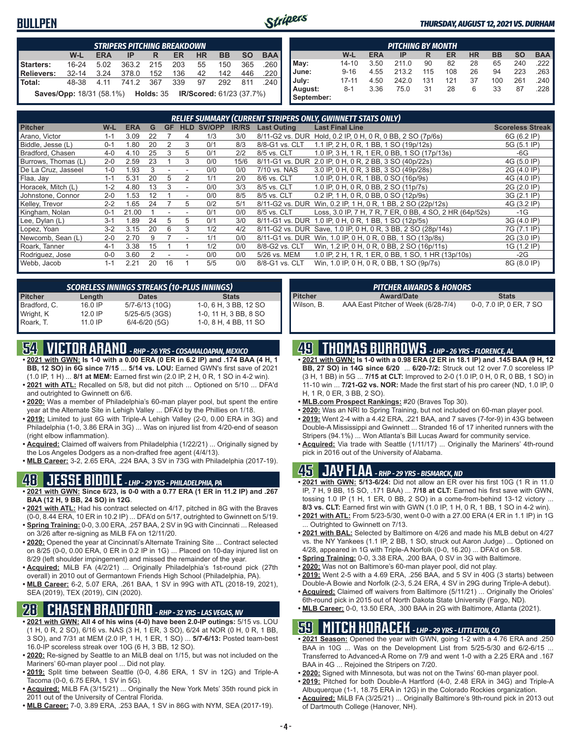# BULLPEN

*THURSDAY, AUGUST 12, 2021 VS. DURHAM*

| STRIPERS PITCHING BREAKDOWN | | | | | | | | | |
|---|---|---|---|---|---|---|---|---|---|
| | W-L | ERA | IP | R | ER | HR | BB | SO | BAA |
| Starters: | 16-24 | 5.02 | 363.2 | 215 | 203 | 55 | 150 | 365 | .260 |
| Relievers: | 32-14 | 3.24 | 378.0 | 152 | 136 | 42 | 142 | 446 | .220 |
| Total: | 48-38 | 4.11 | 741.2 | 367 | 339 | 97 | 292 | 811 | .240 |

**Saves/Opp:** 18/31 (58.1%) **Holds:** 35 **IR/Scored:** 61/23 (37.7%)

| PITCHING BY MONTH | | | | | | | | | |
|---|---|---|---|---|---|---|---|---|---|
| | W-L | ERA | IP | R | ER | HR | BB | SO | BAA |
| May: | 14-10 | 3.50 | 211.0 | 90 | 82 | 28 | 65 | 240 | .222 |
| June: | 9-16 | 4.55 | 213.2 | 115 | 108 | 26 | 94 | 223 | .263 |
| July: | 17-11 | 4.50 | 242.0 | 131 | 121 | 37 | 100 | 261 | .240 |
| August: | 8-1 | 3.36 | 75.0 | 31 | 28 | 6 | 33 | 87 | .228 |
| September: | | | | | | | | | |

| RELIEF SUMMARY (CURRENT STRIPERS ONLY, GWINNETT STATS ONLY) | | | | | | | | | | | |
|---|---|---|---|---|---|---|---|---|---|---|---|
| Pitcher | W-L | ERA | G | GF | HLD | SV/OPP | IR/RS | Last Outing | Last Final Line | | Scoreless Streak |
| Arano, Victor | 1-1 | 3.09 | 22 | 7 | 4 | 1/3 | 3/0 | 8/11-G2 vs. DUR | Hold, 0.2 IP, 0 H, 0 R, 0 BB, 2 SO (7p/6s) | | 6G (6.2 IP) |
| Biddle, Jesse (L) | 0-1 | 1.80 | 20 | 2 | 3 | 0/1 | 8/3 | 8/8-G1 vs. CLT | 1.1 IP, 2 H, 0 R, 1 BB, 1 SO (19p/12s) | | 5G (5.1 IP) |
| Bradford, Chasen | 4-0 | 4.10 | 25 | 3 | 5 | 0/1 | 2/2 | 8/5 vs. CLT | 1.0 IP, 3 H, 1 R, 1 ER, 0 BB, 1 SO (17p/13s) | | -6G |
| Burrows, Thomas (L) | 2-0 | 2.59 | 23 | 1 | 3 | 0/0 | 15/6 | 8/11-G1 vs. DUR | 2.0 IP, 0 H, 0 R, 2 BB, 3 SO (40p/22s) | | 4G (5.0 IP) |
| De La Cruz, Jasseel | 1-0 | 1.93 | 3 | - | - | 0/0 | 0/0 | 7/10 vs. NAS | 3.0 IP, 0 H, 0 R, 3 BB, 3 SO (49p/28s) | | 2G (4.0 IP) |
| Flaa, Jay | 1-1 | 5.31 | 20 | 5 | 2 | 1/1 | 2/0 | 8/6 vs. CLT | 1.0 IP, 0 H, 0 R, 1 BB, 0 SO (16p/9s) | | 4G (4.0 IP) |
| Horacek, Mitch (L) | 1-2 | 4.80 | 13 | 3 | - | 0/0 | 3/3 | 8/5 vs. CLT | 1.0 IP, 0 H, 0 R, 0 BB, 2 SO (11p/7s) | | 2G (2.0 IP) |
| Johnstone, Connor | 2-0 | 1.53 | 12 | 1 | - | 0/0 | 8/5 | 8/5 vs. CLT | 0.2 IP, 1 H, 0 R, 0 BB, 0 SO (12p/9s) | | 3G (2.1 IP) |
| Kelley, Trevor | 2-2 | 1.65 | 24 | 7 | 5 | 0/2 | 5/1 | 8/11-G2 vs. DUR | Win, 0.2 IP, 1 H, 0 R, 1 BB, 2 SO (22p/12s) | | 4G (3.2 IP) |
| Kingham, Nolan | 0-1 | 21.00 | 1 | - | - | 0/1 | 0/0 | 8/5 vs. CLT | Loss, 3.0 IP, 7 H, 7 R, 7 ER, 0 BB, 4 SO, 2 HR (64p/52s) | | -1G |
| Lee, Dylan (L) | 3-1 | 1.89 | 24 | 5 | 5 | 0/1 | 3/0 | 8/11-G1 vs. DUR | 1.0 IP, 0 H, 0 R, 1 BB, 1 SO (12p/5s) | | 3G (4.0 IP) |
| Lopez, Yoan | 3-2 | 3.15 | 20 | 6 | 3 | 1/2 | 4/2 | 8/11-G2 vs. DUR | Save, 1.0 IP, 0 H, 0 R, 3 BB, 2 SO (28p/14s) | | 7G (7.1 IP) |
| Newcomb, Sean (L) | 2-0 | 2.70 | 9 | 7 | - | 1/1 | 0/0 | 8/11-G1 vs. DUR | Win, 1.0 IP, 0 H, 0 R, 0 BB, 1 SO (13p/8s) | | 2G (3.0 IP) |
| Roark, Tanner | 4-1 | 3.38 | 15 | 1 | 1 | 1/2 | 0/0 | 8/8-G2 vs. CLT | Win, 1.2 IP, 0 H, 0 R, 0 BB, 2 SO (16p/11s) | | 1G (1.2 IP) |
| Rodriguez, Jose | 0-0 | 3.60 | 2 | - | - | 0/0 | 0/0 | 5/26 vs. MEM | 1.0 IP, 2 H, 1 R, 1 ER, 0 BB, 1 SO, 1 HR (13p/10s) | | -2G |
| Webb, Jacob | 1-1 | 2.21 | 20 | 16 | 1 | 5/5 | 0/0 | 8/8-G1 vs. CLT | Win, 1.0 IP, 0 H, 0 R, 0 BB, 1 SO (9p/7s) | | 8G (8.0 IP) |

| SCORELESS INNINGS STREAKS (10-PLUS INNINGS) | | | |
|---|---|---|---|
| Pitcher | Length | Dates | Stats |
| Bradford, C. | 16.0 IP | 5/7-6/13 (10G) | 1-0, 6 H, 3 BB, 12 SO |
| Wright, K | 12.0 IP | 5/25-6/5 (3GS) | 1-0, 11 H, 3 BB, 8 SO |
| Roark, T. | 11.0 IP | 6/4-6/20 (5G) | 1-0, 8 H, 4 BB, 11 SO |

| PITCHER AWARDS & HONORS | | |
|---|---|---|
| Pitcher | Award/Date | Stats |
| Wilson, B. | AAA East Pitcher of Week (6/28-7/4) | 0-0, 7.0 IP, 0 ER, 7 SO |

## 54 VICTOR ARANO - RHP - 26 YRS - COSAMALOAPAN, MEXICO

- **2021 with GWN: Is 1-0 with a 0.00 ERA (0 ER in 6.2 IP) and .174 BAA (4 H, 1 BB, 12 SO) in 6G since 7/15** ... **5/14 vs. LOU:** Earned GWN's first save of 2021 (1.0 IP, 1 H) ... **8/1 at MEM:** Earned first win (2.0 IP, 2 H, 0 R, 1 SO in 4-2 win).
- **2021 with ATL:** Recalled on 5/8, but did not pitch ... Optioned on 5/10 ... DFA'd and outrighted to Gwinnett on 6/6.
- **2020:** Was a member of Philadelphia's 60-man player pool, but spent the entire year at the Alternate Site in Lehigh Valley ... DFA'd by the Phillies on 1/18.
- **2019:** Limited to just 6G with Triple-A Lehigh Valley (2-0, 0.00 ERA in 3G) and Philadelphia (1-0, 3.86 ERA in 3G) ... Was on injured list from 4/20-end of season (right elbow inflammation).
- **Acquired:** Claimed off waivers from Philadelphia (1/22/21) ... Originally signed by the Los Angeles Dodgers as a non-drafted free agent (4/4/13).
- **MLB Career:** 3-2, 2.65 ERA, .224 BAA, 3 SV in 73G with Philadelphia (2017-19).

## 48 JESSE BIDDLE - LHP - 29 YRS - PHILADELPHIA, PA

- **2021 with GWN: Since 6/23, is 0-0 with a 0.77 ERA (1 ER in 11.2 IP) and .267 BAA (12 H, 9 BB, 24 SO) in 12G**.
- **2021 with ATL:** Had his contract selected on 4/17, pitched in 8G with the Braves (0-0, 8.44 ERA, 10 ER in 10.2 IP) ... DFA'd on 5/17, outrighted to Gwinnett on 5/19.
- **Spring Training:** 0-0, 3.00 ERA, .257 BAA, 2 SV in 9G with Cincinnati ... Released on 3/26 after re-signing as MiLB FA on 12/11/20.
- **2020:** Opened the year at Cincinnati's Alternate Training Site ... Contract selected on 8/25 (0-0, 0.00 ERA, 0 ER in 0.2 IP in 1G) ... Placed on 10-day injured list on 8/29 (left shoulder impingement) and missed the remainder of the year.
- **Acquired:** MiLB FA (4/2/21) ... Originally Philadelphia's 1st-round pick (27th overall) in 2010 out of Germantown Friends High School (Philadelphia, PA).
- **MLB Career:** 6-2, 5.07 ERA, .261 BAA, 1 SV in 99G with ATL (2018-19, 2021), SEA (2019), TEX (2019), CIN (2020).

## 28 CHASEN BRADFORD - RHP - 32 YRS - LAS VEGAS, NV

- **2021 with GWN: All 4 of his wins (4-0) have been 2.0-IP outings:** 5/15 vs. LOU (1 H, 0 R, 2 SO), 6/16 vs. NAS (3 H, 1 ER, 3 SO), 6/24 at NOR (0 H, 0 R, 1 BB, 3 SO), and 7/31 at MEM (2.0 IP, 1 H, 1 ER, 1 SO) ... **5/7-6/13:** Posted team-best 16.0-IP scoreless streak over 10G (6 H, 3 BB, 12 SO).
- **2020:** Re-signed by Seattle to an MiLB deal on 1/15, but was not included on the Mariners' 60-man player pool ... Did not play.
- **2019:** Split time between Seattle (0-0, 4.86 ERA, 1 SV in 12G) and Triple-A Tacoma (0-0, 6.75 ERA, 1 SV in 5G).
- **Acquired:** MiLB FA (3/15/21) ... Originally the New York Mets' 35th round pick in 2011 out of the University of Central Florida.
- **MLB Career:** 7-0, 3.89 ERA, .253 BAA, 1 SV in 86G with NYM, SEA (2017-19).

## 49 THOMAS BURROWS - LHP - 26 YRS - FLORENCE, AL

- **2021 with GWN: Is 1-0 with a 0.98 ERA (2 ER in 18.1 IP) and .145 BAA (9 H, 12 BB, 27 SO) in 14G since 6/20** ... **6/20-7/2:** Struck out 12 over 7.0 scoreless IP (3 H, 1 BB) in 5G ... **7/15 at CLT:** Improved to 2-0 (1.0 IP, 0 H, 0 R, 0 BB, 1 SO) in 11-10 win ... **7/21-G2 vs. NOR:** Made the first start of his pro career (ND, 1.0 IP, 0 H, 1 R, 0 ER, 3 BB, 2 SO).
- **MLB.com Prospect Rankings:** #20 (Braves Top 30).
- **2020:** Was an NRI to Spring Training, but not included on 60-man player pool.
- **2019:** Went 2-4 with a 4.42 ERA, .221 BAA, and 7 saves (7-for-9) in 43G between Double-A Mississippi and Gwinnett ... Stranded 16 of 17 inherited runners with the Stripers (94.1%) ... Won Atlanta's Bill Lucas Award for community service.
- **Acquired:** Via trade with Seattle (1/11/17) ... Originally the Mariners' 4th-round pick in 2016 out of the University of Alabama.

## 45 JAY FLAA - RHP - 29 YRS - BISMARCK, ND

- **2021 with GWN: 5/13-6/24:** Did not allow an ER over his first 10G (1 R in 11.0 IP, 7 H, 9 BB, 15 SO, .171 BAA) ... **7/18 at CLT:** Earned his first save with GWN, tossing 1.0 IP (1 H, 1 ER, 0 BB, 2 SO) in a come-from-behind 13-12 victory ... **8/3 vs. CLT:** Earned first win with GWN (1.0 IP, 1 H, 0 R, 1 BB, 1 SO in 4-2 win).
- **2021 with ATL:** From 5/23-5/30, went 0-0 with a 27.00 ERA (4 ER in 1.1 IP) in 1G ... Outrighted to Gwinnett on 7/13.
- **2021 with BAL:** Selected by Baltimore on 4/26 and made his MLB debut on 4/27 vs. the NY Yankees (1.1 IP, 2 BB, 1 SO, struck out Aaron Judge) ... Optioned on 4/28, appeared in 1G with Triple-A Norfolk (0-0, 16.20) ... DFA'd on 5/8.
- **Spring Training:** 0-0, 3.38 ERA, .200 BAA, 0 SV in 3G with Baltimore.
- **2020:** Was not on Baltimore's 60-man player pool, did not play.
- **2019:** Went 2-5 with a 4.69 ERA, .256 BAA, and 5 SV in 40G (3 starts) between Double-A Bowie and Norfolk (2-3, 5.24 ERA, 4 SV in 29G during Triple-A debut).
- **Acquired:** Claimed off waivers from Baltimore (5/11/21) ... Originally the Orioles' 6th-round pick in 2015 out of North Dakota State University (Fargo, ND).
- **MLB Career:** 0-0, 13.50 ERA, .300 BAA in 2G with Baltimore, Atlanta (2021).

## 59 MITCH HORACEK - LHP - 29 YRS - LITTLETON, CO

- **2021 Season:** Opened the year with GWN, going 1-2 with a 4.76 ERA and .250 BAA in 10G ... Was on the Development List from 5/25-5/30 and 6/2-6/15 ... Transferred to Advanced-A Rome on 7/9 and went 1-0 with a 2.25 ERA and .167 BAA in 4G ... Rejoined the Stripers on 7/20.
- **2020:** Signed with Minnesota, but was not on the Twins' 60-man player pool.
- **2019:** Pitched for both Double-A Hartford (4-0, 2.48 ERA in 34G) and Triple-A Albuquerque (1-1, 18.75 ERA in 12G) in the Colorado Rockies organization.
- **Acquired:** MiLB FA (3/25/21) ... Originally Baltimore's 9th-round pick in 2013 out of Dartmouth College (Hanover, NH).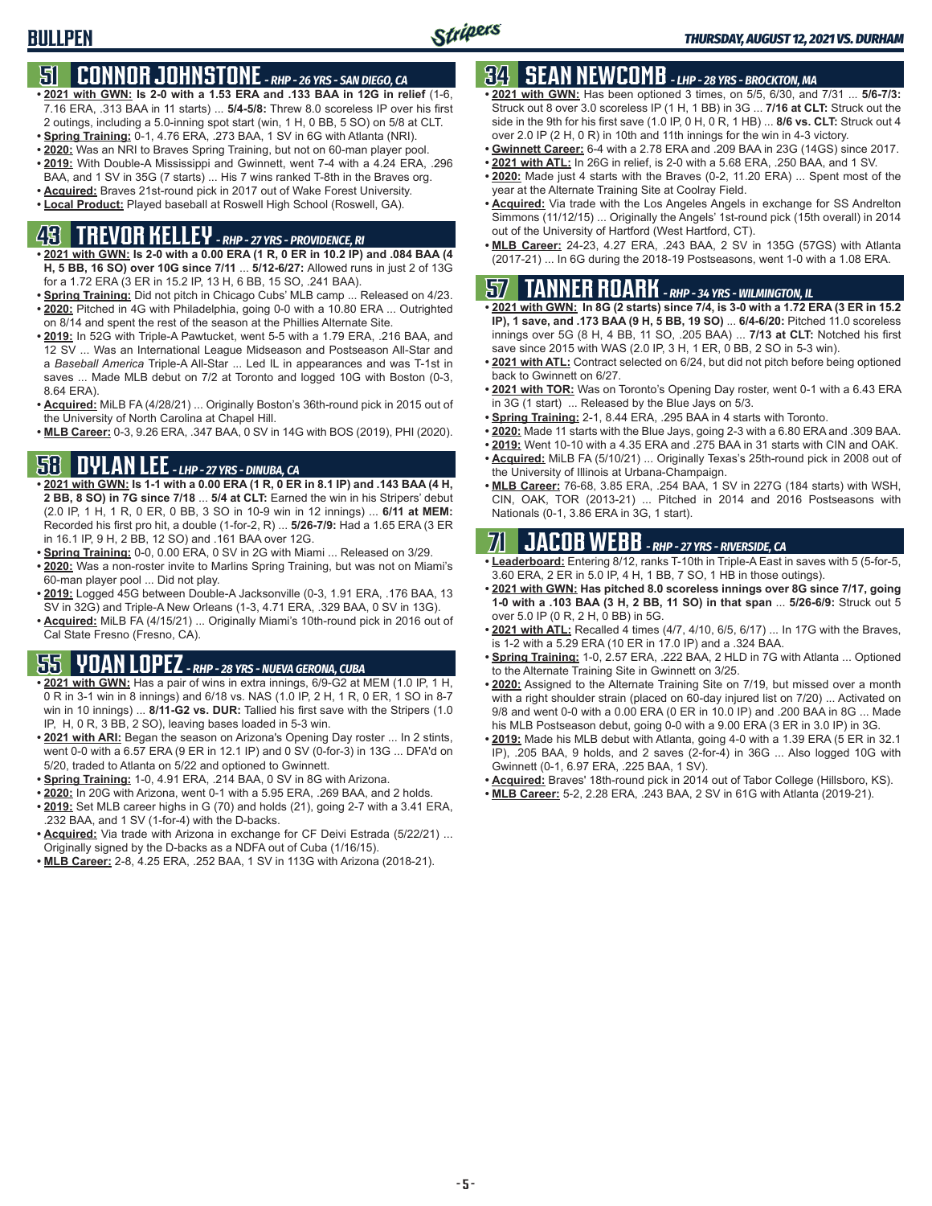# BULLPEN

*THURSDAY, AUGUST 12, 2021 VS. DURHAM*

## 51 CONNOR JOHNSTONE - *RHP - 26 YRS - SAN DIEGO, CA*

- **2021 with GWN: Is 2-0 with a 1.53 ERA and .133 BAA in 12G in relief** (1-6, 7.16 ERA, .313 BAA in 11 starts) ... **5/4-5/8:** Threw 8.0 scoreless IP over his first 2 outings, including a 5.0-inning spot start (win, 1 H, 0 BB, 5 SO) on 5/8 at CLT.
- **Spring Training:** 0-1, 4.76 ERA, .273 BAA, 1 SV in 6G with Atlanta (NRI).
- **2020:** Was an NRI to Braves Spring Training, but not on 60-man player pool.
- **2019:** With Double-A Mississippi and Gwinnett, went 7-4 with a 4.24 ERA, .296 BAA, and 1 SV in 35G (7 starts) ... His 7 wins ranked T-8th in the Braves org.
- **Acquired:** Braves 21st-round pick in 2017 out of Wake Forest University.
- **Local Product:** Played baseball at Roswell High School (Roswell, GA).

## 43 TREVOR KELLEY - *RHP - 27 YRS - PROVIDENCE, RI*

- **2021 with GWN: Is 2-0 with a 0.00 ERA (1 R, 0 ER in 10.2 IP) and .084 BAA (4 H, 5 BB, 16 SO) over 10G since 7/11** ... **5/12-6/27:** Allowed runs in just 2 of 13G for a 1.72 ERA (3 ER in 15.2 IP, 13 H, 6 BB, 15 SO, .241 BAA).
- **Spring Training:** Did not pitch in Chicago Cubs' MLB camp ... Released on 4/23.
- **2020:** Pitched in 4G with Philadelphia, going 0-0 with a 10.80 ERA ... Outrighted on 8/14 and spent the rest of the season at the Phillies Alternate Site.
- **2019:** In 52G with Triple-A Pawtucket, went 5-5 with a 1.79 ERA, .216 BAA, and 12 SV ... Was an International League Midseason and Postseason All-Star and a *Baseball America* Triple-A All-Star ... Led IL in appearances and was T-1st in saves ... Made MLB debut on 7/2 at Toronto and logged 10G with Boston (0-3, 8.64 ERA).
- **Acquired:** MiLB FA (4/28/21) ... Originally Boston's 36th-round pick in 2015 out of the University of North Carolina at Chapel Hill.
- **MLB Career:** 0-3, 9.26 ERA, .347 BAA, 0 SV in 14G with BOS (2019), PHI (2020).

## 58 DYLAN LEE - *LHP - 27 YRS - DINUBA, CA*

- **2021 with GWN: Is 1-1 with a 0.00 ERA (1 R, 0 ER in 8.1 IP) and .143 BAA (4 H, 2 BB, 8 SO) in 7G since 7/18** ... **5/4 at CLT:** Earned the win in his Stripers' debut (2.0 IP, 1 H, 1 R, 0 ER, 0 BB, 3 SO in 10-9 win in 12 innings) ... **6/11 at MEM:** Recorded his first pro hit, a double (1-for-2, R) ... **5/26-7/9:** Had a 1.65 ERA (3 ER in 16.1 IP, 9 H, 2 BB, 12 SO) and .161 BAA over 12G.
- **Spring Training:** 0-0, 0.00 ERA, 0 SV in 2G with Miami ... Released on 3/29.
- **2020:** Was a non-roster invite to Marlins Spring Training, but was not on Miami's 60-man player pool ... Did not play.
- **2019:** Logged 45G between Double-A Jacksonville (0-3, 1.91 ERA, .176 BAA, 13 SV in 32G) and Triple-A New Orleans (1-3, 4.71 ERA, .329 BAA, 0 SV in 13G).
- **Acquired:** MiLB FA (4/15/21) ... Originally Miami's 10th-round pick in 2016 out of Cal State Fresno (Fresno, CA).

## 55 YOAN LOPEZ - *RHP - 28 YRS - NUEVA GERONA, CUBA*

- **2021 with GWN:** Has a pair of wins in extra innings, 6/9-G2 at MEM (1.0 IP, 1 H, 0 R in 3-1 win in 8 innings) and 6/18 vs. NAS (1.0 IP, 2 H, 1 R, 0 ER, 1 SO in 8-7 win in 10 innings) ... **8/11-G2 vs. DUR:** Tallied his first save with the Stripers (1.0 IP, H, 0 R, 3 BB, 2 SO), leaving bases loaded in 5-3 win.
- **2021 with ARI:** Began the season on Arizona's Opening Day roster ... In 2 stints, went 0-0 with a 6.57 ERA (9 ER in 12.1 IP) and 0 SV (0-for-3) in 13G ... DFA'd on 5/20, traded to Atlanta on 5/22 and optioned to Gwinnett.
- **Spring Training:** 1-0, 4.91 ERA, .214 BAA, 0 SV in 8G with Arizona.
- **2020:** In 20G with Arizona, went 0-1 with a 5.95 ERA, .269 BAA, and 2 holds.
- **2019:** Set MLB career highs in G (70) and holds (21), going 2-7 with a 3.41 ERA, .232 BAA, and 1 SV (1-for-4) with the D-backs.
- **Acquired:** Via trade with Arizona in exchange for CF Deivi Estrada (5/22/21) ... Originally signed by the D-backs as a NDFA out of Cuba (1/16/15).
- **MLB Career:** 2-8, 4.25 ERA, .252 BAA, 1 SV in 113G with Arizona (2018-21).

## 34 SEAN NEWCOMB - *LHP - 28 YRS - BROCKTON, MA*

- **2021 with GWN:** Has been optioned 3 times, on 5/5, 6/30, and 7/31 ... **5/6-7/3:** Struck out 8 over 3.0 scoreless IP (1 H, 1 BB) in 3G ... **7/16 at CLT:** Struck out the side in the 9th for his first save (1.0 IP, 0 H, 0 R, 1 HB) ... **8/6 vs. CLT:** Struck out 4 over 2.0 IP (2 H, 0 R) in 10th and 11th innings for the win in 4-3 victory.
- **Gwinnett Career:** 6-4 with a 2.78 ERA and .209 BAA in 23G (14GS) since 2017.
- **2021 with ATL:** In 26G in relief, is 2-0 with a 5.68 ERA, .250 BAA, and 1 SV.
- **2020:** Made just 4 starts with the Braves (0-2, 11.20 ERA) ... Spent most of the year at the Alternate Training Site at Coolray Field.
- **Acquired:** Via trade with the Los Angeles Angels in exchange for SS Andrelton Simmons (11/12/15) ... Originally the Angels' 1st-round pick (15th overall) in 2014 out of the University of Hartford (West Hartford, CT).
- **MLB Career:** 24-23, 4.27 ERA, .243 BAA, 2 SV in 135G (57GS) with Atlanta (2017-21) ... In 6G during the 2018-19 Postseasons, went 1-0 with a 1.08 ERA.

## 57 TANNER ROARK - *RHP - 34 YRS - WILMINGTON, IL*

- **2021 with GWN: In 8G (2 starts) since 7/4, is 3-0 with a 1.72 ERA (3 ER in 15.2 IP), 1 save, and .173 BAA (9 H, 5 BB, 19 SO)** ... **6/4-6/20:** Pitched 11.0 scoreless innings over 5G (8 H, 4 BB, 11 SO, .205 BAA) ... **7/13 at CLT:** Notched his first save since 2015 with WAS (2.0 IP, 3 H, 1 ER, 0 BB, 2 SO in 5-3 win).
- **2021 with ATL:** Contract selected on 6/24, but did not pitch before being optioned back to Gwinnett on 6/27.
- **2021 with TOR:** Was on Toronto's Opening Day roster, went 0-1 with a 6.43 ERA in 3G (1 start) ... Released by the Blue Jays on 5/3.
- **Spring Training:** 2-1, 8.44 ERA, .295 BAA in 4 starts with Toronto.
- **2020:** Made 11 starts with the Blue Jays, going 2-3 with a 6.80 ERA and .309 BAA.
- **2019:** Went 10-10 with a 4.35 ERA and .275 BAA in 31 starts with CIN and OAK.
- **Acquired:** MiLB FA (5/10/21) ... Originally Texas's 25th-round pick in 2008 out of the University of Illinois at Urbana-Champaign.
- **MLB Career:** 76-68, 3.85 ERA, .254 BAA, 1 SV in 227G (184 starts) with WSH, CIN, OAK, TOR (2013-21) ... Pitched in 2014 and 2016 Postseasons with Nationals (0-1, 3.86 ERA in 3G, 1 start).

## 71 JACOB WEBB - *RHP - 27 YRS - RIVERSIDE, CA*

- **Leaderboard:** Entering 8/12, ranks T-10th in Triple-A East in saves with 5 (5-for-5, 3.60 ERA, 2 ER in 5.0 IP, 4 H, 1 BB, 7 SO, 1 HB in those outings).
- **2021 with GWN: Has pitched 8.0 scoreless innings over 8G since 7/17, going 1-0 with a .103 BAA (3 H, 2 BB, 11 SO) in that span** ... **5/26-6/9:** Struck out 5 over 5.0 IP (0 R, 2 H, 0 BB) in 5G.
- **2021 with ATL:** Recalled 4 times (4/7, 4/10, 6/5, 6/17) ... In 17G with the Braves, is 1-2 with a 5.29 ERA (10 ER in 17.0 IP) and a .324 BAA.
- **Spring Training:** 1-0, 2.57 ERA, .222 BAA, 2 HLD in 7G with Atlanta ... Optioned to the Alternate Training Site in Gwinnett on 3/25.
- **2020:** Assigned to the Alternate Training Site on 7/19, but missed over a month with a right shoulder strain (placed on 60-day injured list on 7/20) ... Activated on 9/8 and went 0-0 with a 0.00 ERA (0 ER in 10.0 IP) and .200 BAA in 8G ... Made his MLB Postseason debut, going 0-0 with a 9.00 ERA (3 ER in 3.0 IP) in 3G.
- **2019:** Made his MLB debut with Atlanta, going 4-0 with a 1.39 ERA (5 ER in 32.1 IP), .205 BAA, 9 holds, and 2 saves (2-for-4) in 36G ... Also logged 10G with Gwinnett (0-1, 6.97 ERA, .225 BAA, 1 SV).
- **Acquired:** Braves' 18th-round pick in 2014 out of Tabor College (Hillsboro, KS).
- **MLB Career:** 5-2, 2.28 ERA, .243 BAA, 2 SV in 61G with Atlanta (2019-21).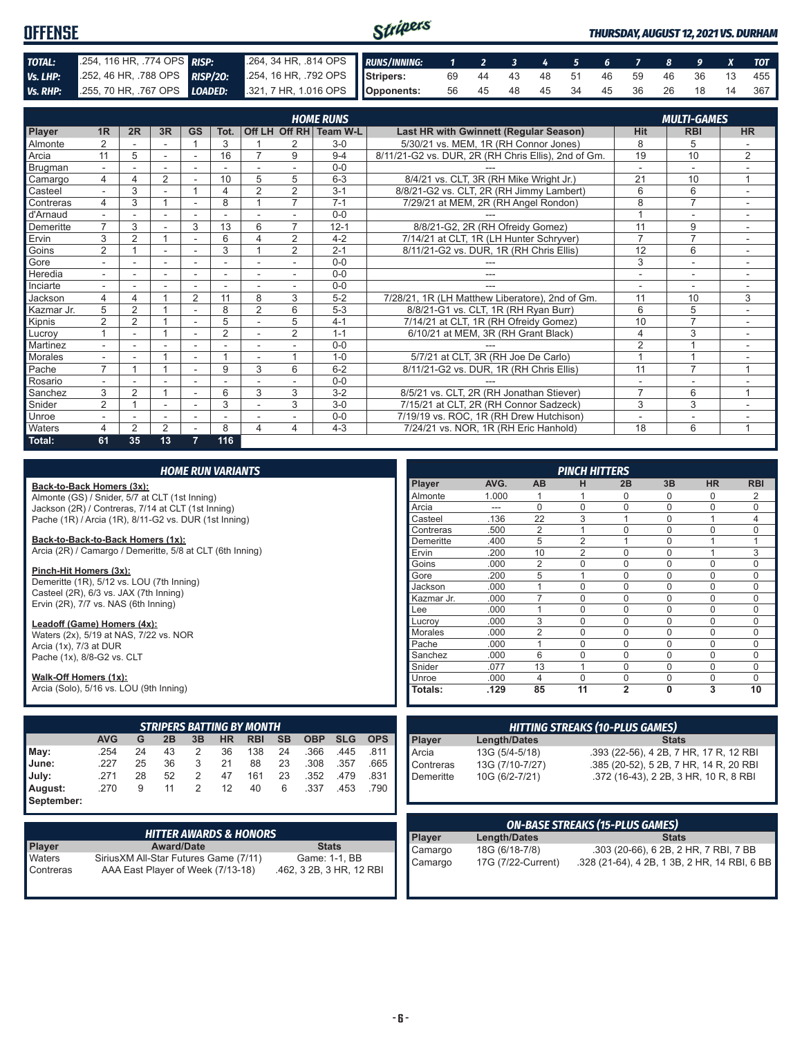# OFFENSE

*THURSDAY, AUGUST 12, 2021 VS. DURHAM*

| | | | |
|---|---|---|---|
| **TOTAL:** | .254, 116 HR, .774 OPS | **RISP:** | .264, 34 HR, .814 OPS |
| **Vs. LHP:** | .252, 46 HR, .788 OPS | **RISP/2O:** | .254, 16 HR, .792 OPS |
| **Vs. RHP:** | .255, 70 HR, .767 OPS | **LOADED:** | .321, 7 HR, 1.016 OPS |

| RUNS/INNING: | 1 | 2 | 3 | 4 | 5 | 6 | 7 | 8 | 9 | X | TOT |
|---|---|---|---|---|---|---|---|---|---|---|---|
| Stripers: | 69 | 44 | 43 | 48 | 51 | 46 | 59 | 46 | 36 | 13 | 455 |
| Opponents: | 56 | 45 | 48 | 45 | 34 | 45 | 36 | 26 | 18 | 14 | 367 |

| | HOME RUNS | | | | | | | | | MULTI-GAMES | | |
|---|---|---|---|---|---|---|---|---|---|---|---|---|
| **Player** | **1R** | **2R** | **3R** | **GS** | **Tot.** | **Off LH** | **Off RH** | **Team W-L** | **Last HR with Gwinnett (Regular Season)** | **Hit** | **RBI** | **HR** |
| Almonte | 2 | - | - | 1 | 3 | 1 | 2 | 3-0 | 5/30/21 vs. MEM, 1R (RH Connor Jones) | 8 | 5 | - |
| Arcia | 11 | 5 | - | - | 16 | 7 | 9 | 9-4 | 8/11/21-G2 vs. DUR, 2R (RH Chris Ellis), 2nd of Gm. | 19 | 10 | 2 |
| Brugman | - | - | - | - | - | - | - | 0-0 | --- | - | - | - |
| Camargo | 4 | 4 | 2 | - | 10 | 5 | 5 | 6-3 | 8/4/21 vs. CLT, 3R (RH Mike Wright Jr.) | 21 | 10 | 1 |
| Casteel | - | 3 | - | 1 | 4 | 2 | 2 | 3-1 | 8/8/21-G2 vs. CLT, 2R (RH Jimmy Lambert) | 6 | 6 | - |
| Contreras | 4 | 3 | 1 | - | 8 | 1 | 7 | 7-1 | 7/29/21 at MEM, 2R (RH Angel Rondon) | 8 | 7 | - |
| d'Arnaud | - | - | - | - | - | - | - | 0-0 | --- | 1 | - | - |
| Demeritte | 7 | 3 | - | 3 | 13 | 6 | 7 | 12-1 | 8/8/21-G2, 2R (RH Ofreidy Gomez) | 11 | 9 | - |
| Ervin | 3 | 2 | 1 | - | 6 | 4 | 2 | 4-2 | 7/14/21 at CLT, 1R (LH Hunter Schryver) | 7 | 7 | - |
| Goins | 2 | 1 | - | - | 3 | 1 | 2 | 2-1 | 8/11/21-G2 vs. DUR, 1R (RH Chris Ellis) | 12 | 6 | - |
| Gore | - | - | - | - | - | - | - | 0-0 | --- | 3 | - | - |
| Heredia | - | - | - | - | - | - | - | 0-0 | --- | - | - | - |
| Inciarte | - | - | - | - | - | - | - | 0-0 | --- | - | - | - |
| Jackson | 4 | 4 | 1 | 2 | 11 | 8 | 3 | 5-2 | 7/28/21, 1R (LH Matthew Liberatore), 2nd of Gm. | 11 | 10 | 3 |
| Kazmar Jr. | 5 | 2 | 1 | - | 8 | 2 | 6 | 5-3 | 8/8/21-G1 vs. CLT, 1R (RH Ryan Burr) | 6 | 5 | - |
| Kipnis | 2 | 2 | 1 | - | 5 | - | 5 | 4-1 | 7/14/21 at CLT, 1R (RH Ofreidy Gomez) | 10 | 7 | - |
| Lucroy | 1 | - | 1 | - | 2 | - | 2 | 1-1 | 6/10/21 at MEM, 3R (RH Grant Black) | 4 | 3 | - |
| Martinez | - | - | - | - | - | - | - | 0-0 | --- | 2 | 1 | - |
| Morales | - | - | 1 | - | 1 | - | 1 | 1-0 | 5/7/21 at CLT, 3R (RH Joe De Carlo) | 1 | 1 | - |
| Pache | 7 | 1 | 1 | - | 9 | 3 | 6 | 6-2 | 8/11/21-G2 vs. DUR, 1R (RH Chris Ellis) | 11 | 7 | 1 |
| Rosario | - | - | - | - | - | - | - | 0-0 | --- | - | - | - |
| Sanchez | 3 | 2 | 1 | - | 6 | 3 | 3 | 3-2 | 8/5/21 vs. CLT, 2R (RH Jonathan Stiever) | 7 | 6 | 1 |
| Snider | 2 | 1 | - | - | 3 | - | 3 | 3-0 | 7/15/21 at CLT, 2R (RH Connor Sadzeck) | 3 | 3 | - |
| Unroe | - | - | - | - | - | - | - | 0-0 | 7/19/19 vs. ROC, 1R (RH Drew Hutchison) | - | - | - |
| Waters | 4 | 2 | 2 | - | 8 | 4 | 4 | 4-3 | 7/24/21 vs. NOR, 1R (RH Eric Hanhold) | 18 | 6 | 1 |
| **Total:** | **61** | **35** | **13** | **7** | **116** | | | | | | | |

## HOME RUN VARIANTS

**Back-to-Back Homers (3x):**
Almonte (GS) / Snider, 5/7 at CLT (1st Inning)
Jackson (2R) / Contreras, 7/14 at CLT (1st Inning)
Pache (1R) / Arcia (1R), 8/11-G2 vs. DUR (1st Inning)

**Back-to-Back-to-Back Homers (1x):**
Arcia (2R) / Camargo / Demeritte, 5/8 at CLT (6th Inning)

**Pinch-Hit Homers (3x):**
Demeritte (1R), 5/12 vs. LOU (7th Inning)
Casteel (2R), 6/3 vs. JAX (7th Inning)
Ervin (2R), 7/7 vs. NAS (6th Inning)

**Leadoff (Game) Homers (4x):**
Waters (2x), 5/19 at NAS, 7/22 vs. NOR
Arcia (1x), 7/3 at DUR
Pache (1x), 8/8-G2 vs. CLT

**Walk-Off Homers (1x):**
Arcia (Solo), 5/16 vs. LOU (9th Inning)

## PINCH HITTERS

| Player | AVG. | AB | H | 2B | 3B | HR | RBI |
|---|---|---|---|---|---|---|---|
| Almonte | 1.000 | 1 | 1 | 0 | 0 | 0 | 2 |
| Arcia | --- | 0 | 0 | 0 | 0 | 0 | 0 |
| Casteel | .136 | 22 | 3 | 1 | 0 | 1 | 4 |
| Contreras | .500 | 2 | 1 | 0 | 0 | 0 | 0 |
| Demeritte | .400 | 5 | 2 | 1 | 0 | 1 | 1 |
| Ervin | .200 | 10 | 2 | 0 | 0 | 1 | 3 |
| Goins | .000 | 2 | 0 | 0 | 0 | 0 | 0 |
| Gore | .200 | 5 | 1 | 0 | 0 | 0 | 0 |
| Jackson | .000 | 1 | 0 | 0 | 0 | 0 | 0 |
| Kazmar Jr. | .000 | 7 | 0 | 0 | 0 | 0 | 0 |
| Lee | .000 | 1 | 0 | 0 | 0 | 0 | 0 |
| Lucroy | .000 | 3 | 0 | 0 | 0 | 0 | 0 |
| Morales | .000 | 2 | 0 | 0 | 0 | 0 | 0 |
| Pache | .000 | 1 | 0 | 0 | 0 | 0 | 0 |
| Sanchez | .000 | 6 | 0 | 0 | 0 | 0 | 0 |
| Snider | .077 | 13 | 1 | 0 | 0 | 0 | 0 |
| Unroe | .000 | 4 | 0 | 0 | 0 | 0 | 0 |
| **Totals:** | **.129** | **85** | **11** | **2** | **0** | **3** | **10** |

## STRIPERS BATTING BY MONTH

| | AVG | G | 2B | 3B | HR | RBI | SB | OBP | SLG | OPS |
|---|---|---|---|---|---|---|---|---|---|---|
| **May:** | .254 | 24 | 43 | 2 | 36 | 138 | 24 | .366 | .445 | .811 |
| **June:** | .227 | 25 | 36 | 3 | 21 | 88 | 23 | .308 | .357 | .665 |
| **July:** | .271 | 28 | 52 | 2 | 47 | 161 | 23 | .352 | .479 | .831 |
| **August:** | .270 | 9 | 11 | 2 | 12 | 40 | 6 | .337 | .453 | .790 |
| **September:** | | | | | | | | | | |

## HITTING STREAKS (10-PLUS GAMES)

| Player | Length/Dates | Stats |
|---|---|---|
| Arcia | 13G (5/4-5/18) | .393 (22-56), 4 2B, 7 HR, 17 R, 12 RBI |
| Contreras | 13G (7/10-7/27) | .385 (20-52), 5 2B, 7 HR, 14 R, 20 RBI |
| Demeritte | 10G (6/2-7/21) | .372 (16-43), 2 2B, 3 HR, 10 R, 8 RBI |

## HITTER AWARDS & HONORS

| Player | Award/Date | Stats |
|---|---|---|
| Waters | SiriusXM All-Star Futures Game (7/11) | Game: 1-1, BB |
| Contreras | AAA East Player of Week (7/13-18) | .462, 3 2B, 3 HR, 12 RBI |

## ON-BASE STREAKS (15-PLUS GAMES)

| Player | Length/Dates | Stats |
|---|---|---|
| Camargo | 18G (6/18-7/8) | .303 (20-66), 6 2B, 2 HR, 7 RBI, 7 BB |
| Camargo | 17G (7/22-Current) | .328 (21-64), 4 2B, 1 3B, 2 HR, 14 RBI, 6 BB |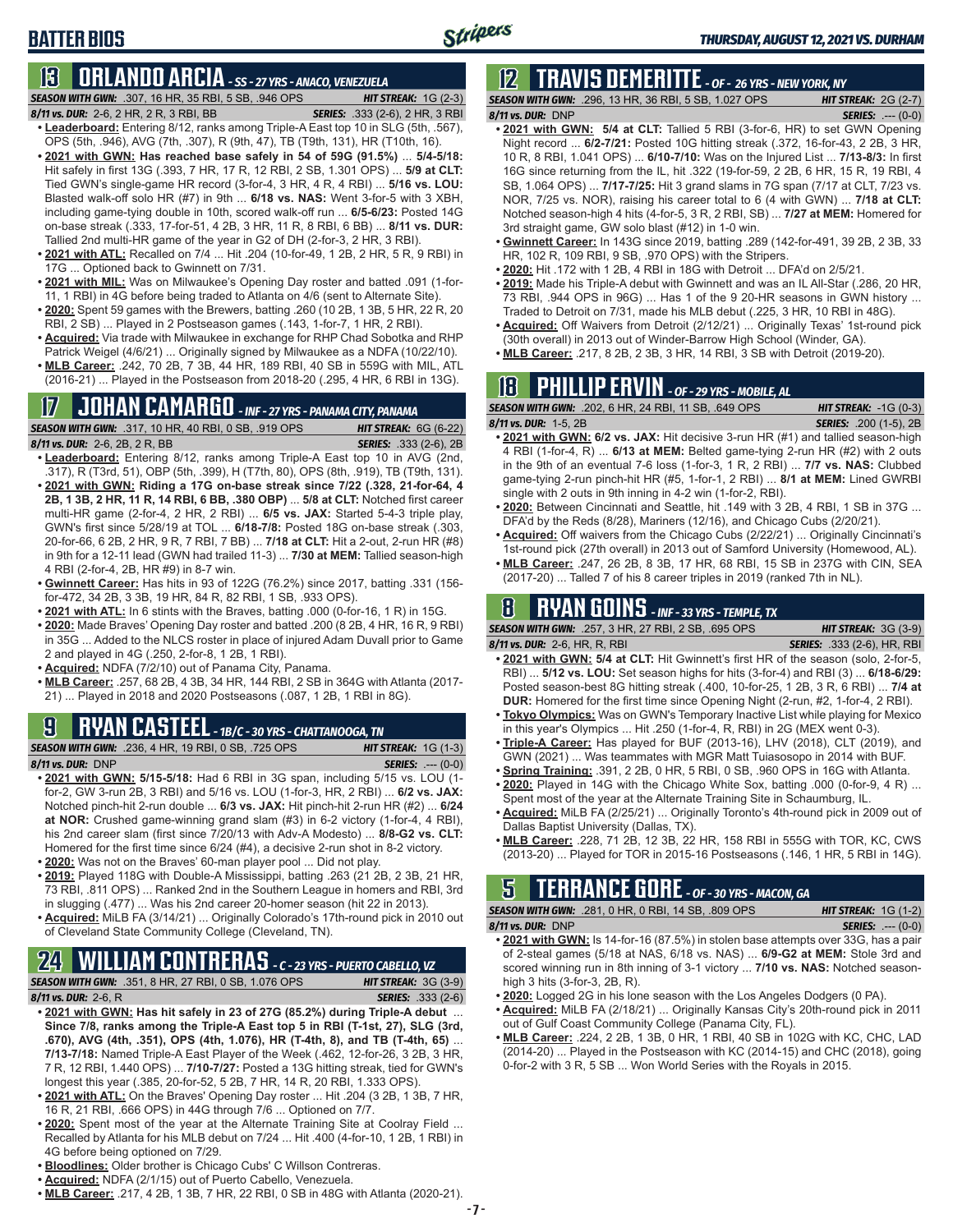## BATTER BIOS

THURSDAY, AUGUST 12, 2021 VS. DURHAM

## 13 ORLANDO ARCIA - SS - 27 YRS - ANACO, VENEZUELA

**SEASON WITH GWN:** .307, 16 HR, 35 RBI, 5 SB, .946 OPS — **HIT STREAK:** 1G (2-3)
**8/11 vs. DUR:** 2-6, 2 HR, 2 R, 3 RBI, BB — **SERIES:** .333 (2-6), 2 HR, 3 RBI

- **Leaderboard:** Entering 8/12, ranks among Triple-A East top 10 in SLG (5th, .567), OPS (5th, .946), AVG (7th, .307), R (9th, 47), TB (T9th, 131), HR (T10th, 16).
- **2021 with GWN: Has reached base safely in 54 of 59G (91.5%)** ... **5/4-5/18:** Hit safely in first 13G (.393, 7 HR, 17 R, 12 RBI, 2 SB, 1.301 OPS) ... **5/9 at CLT:** Tied GWN's single-game HR record (3-for-4, 3 HR, 4 R, 4 RBI) ... **5/16 vs. LOU:** Blasted walk-off solo HR (#7) in 9th ... **6/18 vs. NAS:** Went 3-for-5 with 3 XBH, including game-tying double in 10th, scored walk-off run ... **6/5-6/23:** Posted 14G on-base streak (.333, 17-for-51, 4 2B, 3 HR, 11 R, 8 RBI, 6 BB) ... **8/11 vs. DUR:** Tallied 2nd multi-HR game of the year in G2 of DH (2-for-3, 2 HR, 3 RBI).
- **2021 with ATL:** Recalled on 7/4 ... Hit .204 (10-for-49, 1 2B, 2 HR, 5 R, 9 RBI) in 17G ... Optioned back to Gwinnett on 7/31.
- **2021 with MIL:** Was on Milwaukee's Opening Day roster and batted .091 (1-for-11, 1 RBI) in 4G before being traded to Atlanta on 4/6 (sent to Alternate Site).
- **2020:** Spent 59 games with the Brewers, batting .260 (10 2B, 1 3B, 5 HR, 22 R, 20 RBI, 2 SB) ... Played in 2 Postseason games (.143, 1-for-7, 1 HR, 2 RBI).
- **Acquired:** Via trade with Milwaukee in exchange for RHP Chad Sobotka and RHP Patrick Weigel (4/6/21) ... Originally signed by Milwaukee as a NDFA (10/22/10).
- **MLB Career:** .242, 70 2B, 7 3B, 44 HR, 189 RBI, 40 SB in 559G with MIL, ATL (2016-21) ... Played in the Postseason from 2018-20 (.295, 4 HR, 6 RBI in 13G).

## 17 JOHAN CAMARGO - INF - 27 YRS - PANAMA CITY, PANAMA

**SEASON WITH GWN:** .317, 10 HR, 40 RBI, 0 SB, .919 OPS — **HIT STREAK:** 6G (6-22)
**8/11 vs. DUR:** 2-6, 2B, 2 R, BB — **SERIES:** .333 (2-6), 2B

- **Leaderboard:** Entering 8/12, ranks among Triple-A East top 10 in AVG (2nd, .317), R (T3rd, 51), OBP (5th, .399), H (T7th, 80), OPS (8th, .919), TB (T9th, 131).
- **2021 with GWN: Riding a 17G on-base streak since 7/22 (.328, 21-for-64, 4 2B, 1 3B, 2 HR, 11 R, 14 RBI, 6 BB, .380 OBP)** ... **5/8 at CLT:** Notched first career multi-HR game (2-for-4, 2 HR, 2 RBI) ... **6/5 vs. JAX:** Started 5-4-3 triple play, GWN's first since 5/28/19 at TOL ... **6/18-7/8:** Posted 18G on-base streak (.303, 20-for-66, 6 2B, 2 HR, 9 R, 7 RBI, 7 BB) ... **7/18 at CLT:** Hit a 2-out, 2-run HR (#8) in 9th for a 12-11 lead (GWN had trailed 11-3) ... **7/30 at MEM:** Tallied season-high 4 RBI (2-for-4, 2B, HR #9) in 8-7 win.
- **Gwinnett Career:** Has hit in 93 of 122G (76.2%) since 2017, batting .331 (156-for-472, 34 2B, 3 3B, 19 HR, 84 R, 82 RBI, 1 SB, .933 OPS).
- **2021 with ATL:** In 6 stints with the Braves, batting .000 (0-for-16, 1 R) in 15G.
- **2020:** Made Braves' Opening Day roster and batted .200 (8 2B, 4 HR, 16 R, 9 RBI) in 35G ... Added to the NLCS roster in place of injured Adam Duvall prior to Game 2 and played in 4G (.250, 2-for-8, 1 2B, 1 RBI).
- **Acquired:** NDFA (7/2/10) out of Panama City, Panama.
- **MLB Career:** .257, 68 2B, 4 3B, 34 HR, 144 RBI, 2 SB in 364G with Atlanta (2017-21) ... Played in 2018 and 2020 Postseasons (.087, 1 2B, 1 RBI in 8G).

## 9 RYAN CASTEEL - 1B/C - 30 YRS - CHATTANOOGA, TN

**SEASON WITH GWN:** .236, 4 HR, 19 RBI, 0 SB, .725 OPS — **HIT STREAK:** 1G (1-3)
**8/11 vs. DUR:** DNP — **SERIES:** .--- (0-0)

- **2021 with GWN: 5/15-5/18:** Had 6 RBI in 3G span, including 5/15 vs. LOU (1-for-2, GW 3-run 2B, 3 RBI) and 5/16 vs. LOU (1-for-3, HR, 2 RBI) ... **6/2 vs. JAX:** Notched pinch-hit 2-run double ... **6/3 vs. JAX:** Hit pinch-hit 2-run HR (#2) ... **6/24 at NOR:** Crushed game-winning grand slam (#3) in 6-2 victory (1-for-4, 4 RBI), his 2nd career slam (first since 7/20/13 with Adv-A Modesto) ... **8/8-G2 vs. CLT:** Homered for the first time since 6/24 (#4), a decisive 2-run shot in 8-2 victory.
- **2020:** Was not on the Braves' 60-man player pool ... Did not play.
- **2019:** Played 118G with Double-A Mississippi, batting .263 (21 2B, 2 3B, 21 HR, 73 RBI, .811 OPS) ... Ranked 2nd in the Southern League in homers and RBI, 3rd in slugging (.477) ... Was his 2nd career 20-homer season (hit 22 in 2013).
- **Acquired:** MiLB FA (3/14/21) ... Originally Colorado's 17th-round pick in 2010 out of Cleveland State Community College (Cleveland, TN).

## 24 WILLIAM CONTRERAS - C - 23 YRS - PUERTO CABELLO, VZ

**SEASON WITH GWN:** .351, 8 HR, 27 RBI, 0 SB, 1.076 OPS — **HIT STREAK:** 3G (3-9)
**8/11 vs. DUR:** 2-6, R — **SERIES:** .333 (2-6)

- **2021 with GWN: Has hit safely in 23 of 27G (85.2%) during Triple-A debut** ... **Since 7/8, ranks among the Triple-A East top 5 in RBI (T-1st, 27), SLG (3rd, .670), AVG (4th, .351), OPS (4th, 1.076), HR (T-4th, 8), and TB (T-4th, 65)** ... **7/13-7/18:** Named Triple-A East Player of the Week (.462, 12-for-26, 3 2B, 3 HR, 7 R, 12 RBI, 1.440 OPS) ... **7/10-7/27:** Posted a 13G hitting streak, tied for GWN's longest this year (.385, 20-for-52, 5 2B, 7 HR, 14 R, 20 RBI, 1.333 OPS).
- **2021 with ATL:** On the Braves' Opening Day roster ... Hit .204 (3 2B, 1 3B, 7 HR, 16 R, 21 RBI, .666 OPS) in 44G through 7/6 ... Optioned on 7/7.
- **2020:** Spent most of the year at the Alternate Training Site at Coolray Field ... Recalled by Atlanta for his MLB debut on 7/24 ... Hit .400 (4-for-10, 1 2B, 1 RBI) in 4G before being optioned on 7/29.
- **Bloodlines:** Older brother is Chicago Cubs' C Willson Contreras.
- **Acquired:** NDFA (2/1/15) out of Puerto Cabello, Venezuela.
- **MLB Career:** .217, 4 2B, 1 3B, 7 HR, 22 RBI, 0 SB in 48G with Atlanta (2020-21).

## 12 TRAVIS DEMERITTE - OF - 26 YRS - NEW YORK, NY

**SEASON WITH GWN:** .296, 13 HR, 36 RBI, 5 SB, 1.027 OPS — **HIT STREAK:** 2G (2-7)
**8/11 vs. DUR:** DNP — **SERIES:** .--- (0-0)

- **2021 with GWN: 5/4 at CLT:** Tallied 5 RBI (3-for-6, HR) to set GWN Opening Night record ... **6/2-7/21:** Posted 10G hitting streak (.372, 16-for-43, 2 2B, 3 HR, 10 R, 8 RBI, 1.041 OPS) ... **6/10-7/10:** Was on the Injured List ... **7/13-8/3:** In first 16G since returning from the IL, hit .322 (19-for-59, 2 2B, 6 HR, 15 R, 19 RBI, 4 SB, 1.064 OPS) ... **7/17-7/25:** Hit 3 grand slams in 7G span (7/17 at CLT, 7/23 vs. NOR, 7/25 vs. NOR), raising his career total to 6 (4 with GWN) ... **7/18 at CLT:** Notched season-high 4 hits (4-for-5, 3 R, 2 RBI, SB) ... **7/27 at MEM:** Homered for 3rd straight game, GW solo blast (#12) in 1-0 win.
- **Gwinnett Career:** In 143G since 2019, batting .289 (142-for-491, 39 2B, 2 3B, 33 HR, 102 R, 109 RBI, 9 SB, .970 OPS) with the Stripers.
- **2020:** Hit .172 with 1 2B, 4 RBI in 18G with Detroit ... DFA'd on 2/5/21.
- **2019:** Made his Triple-A debut with Gwinnett and was an IL All-Star (.286, 20 HR, 73 RBI, .944 OPS in 96G) ... Has 1 of the 9 20-HR seasons in GWN history ... Traded to Detroit on 7/31, made his MLB debut (.225, 3 HR, 10 RBI in 48G).
- **Acquired:** Off Waivers from Detroit (2/12/21) ... Originally Texas' 1st-round pick (30th overall) in 2013 out of Winder-Barrow High School (Winder, GA).
- **MLB Career:** .217, 8 2B, 2 3B, 3 HR, 14 RBI, 3 SB with Detroit (2019-20).

## 18 PHILLIP ERVIN - OF - 29 YRS - MOBILE, AL

**SEASON WITH GWN:** .202, 6 HR, 24 RBI, 11 SB, .649 OPS — **HIT STREAK:** -1G (0-3)
**8/11 vs. DUR:** 1-5, 2B — **SERIES:** .200 (1-5), 2B

- **2021 with GWN: 6/2 vs. JAX:** Hit decisive 3-run HR (#1) and tallied season-high 4 RBI (1-for-4, R) ... **6/13 at MEM:** Belted game-tying 2-run HR (#2) with 2 outs in the 9th of an eventual 7-6 loss (1-for-3, 1 R, 2 RBI) ... **7/7 vs. NAS:** Clubbed game-tying 2-run pinch-hit HR (#5, 1-for-1, 2 RBI) ... **8/1 at MEM:** Lined GWRBI single with 2 outs in 9th inning in 4-2 win (1-for-2, RBI).
- **2020:** Between Cincinnati and Seattle, hit .149 with 3 2B, 4 RBI, 1 SB in 37G ... DFA'd by the Reds (8/28), Mariners (12/16), and Chicago Cubs (2/20/21).
- **Acquired:** Off waivers from the Chicago Cubs (2/22/21) ... Originally Cincinnati's 1st-round pick (27th overall) in 2013 out of Samford University (Homewood, AL).
- **MLB Career:** .247, 26 2B, 8 3B, 17 HR, 68 RBI, 15 SB in 237G with CIN, SEA (2017-20) ... Talled 7 of his 8 career triples in 2019 (ranked 7th in NL).

## 8 RYAN GOINS - INF - 33 YRS - TEMPLE, TX

**SEASON WITH GWN:** .257, 3 HR, 27 RBI, 2 SB, .695 OPS — **HIT STREAK:** 3G (3-9)
**8/11 vs. DUR:** 2-6, HR, R, RBI — **SERIES:** .333 (2-6), HR, RBI

- **2021 with GWN: 5/4 at CLT:** Hit Gwinnett's first HR of the season (solo, 2-for-5, RBI) ... **5/12 vs. LOU:** Set season highs for hits (3-for-4) and RBI (3) ... **6/18-6/29:** Posted season-best 8G hitting streak (.400, 10-for-25, 1 2B, 3 R, 6 RBI) ... **7/4 at DUR:** Homered for the first time since Opening Night (2-run, #2, 1-for-4, 2 RBI).
- **Tokyo Olympics:** Was on GWN's Temporary Inactive List while playing for Mexico in this year's Olympics ... Hit .250 (1-for-4, R, RBI) in 2G (MEX went 0-3).
- **Triple-A Career:** Has played for BUF (2013-16), LHV (2018), CLT (2019), and GWN (2021) ... Was teammates with MGR Matt Tuiasosopo in 2014 with BUF.
- **Spring Training:** .391, 2 2B, 0 HR, 5 RBI, 0 SB, .960 OPS in 16G with Atlanta.
- **2020:** Played in 14G with the Chicago White Sox, batting .000 (0-for-9, 4 R) ... Spent most of the year at the Alternate Training Site in Schaumburg, IL.
- **Acquired:** MiLB FA (2/25/21) ... Originally Toronto's 4th-round pick in 2009 out of Dallas Baptist University (Dallas, TX).
- **MLB Career:** .228, 71 2B, 12 3B, 22 HR, 158 RBI in 555G with TOR, KC, CWS (2013-20) ... Played for TOR in 2015-16 Postseasons (.146, 1 HR, 5 RBI in 14G).

## 5 TERRANCE GORE - OF - 30 YRS - MACON, GA

**SEASON WITH GWN:** .281, 0 HR, 0 RBI, 14 SB, .809 OPS — **HIT STREAK:** 1G (1-2)
**8/11 vs. DUR:** DNP — **SERIES:** .--- (0-0)

- **2021 with GWN:** Is 14-for-16 (87.5%) in stolen base attempts over 33G, has a pair of 2-steal games (5/18 at NAS, 6/18 vs. NAS) ... **6/9-G2 at MEM:** Stole 3rd and scored winning run in 8th inning of 3-1 victory ... **7/10 vs. NAS:** Notched season-high 3 hits (3-for-3, 2B, R).
- **2020:** Logged 2G in his lone season with the Los Angeles Dodgers (0 PA).
- **Acquired:** MiLB FA (2/18/21) ... Originally Kansas City's 20th-round pick in 2011 out of Gulf Coast Community College (Panama City, FL).
- **MLB Career:** .224, 2 2B, 1 3B, 0 HR, 1 RBI, 40 SB in 102G with KC, CHC, LAD (2014-20) ... Played in the Postseason with KC (2014-15) and CHC (2018), going 0-for-2 with 3 R, 5 SB ... Won World Series with the Royals in 2015.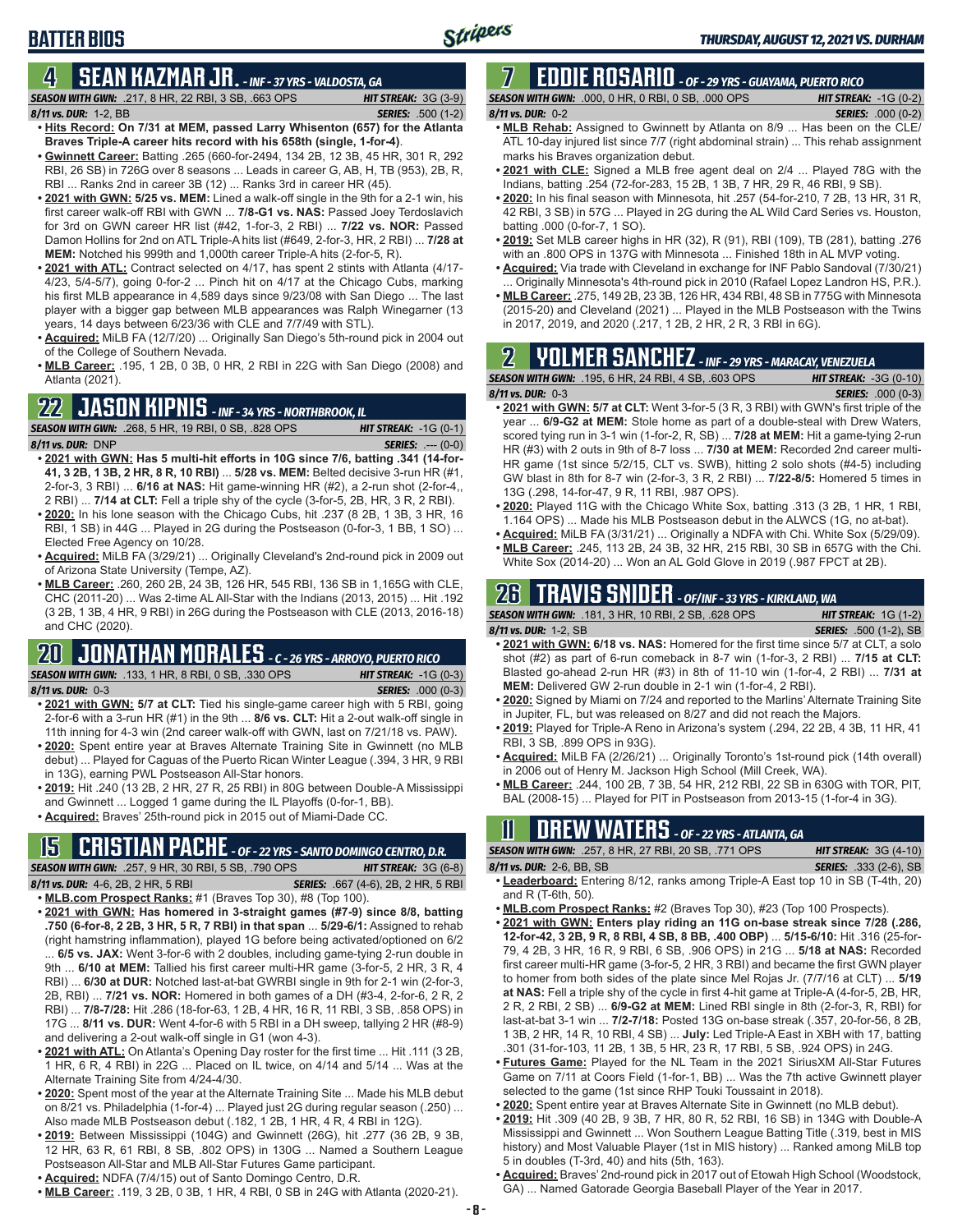# BATTER BIOS

## 4 SEAN KAZMAR JR. - INF - 37 YRS - VALDOSTA, GA

**SEASON WITH GWN:** .217, 8 HR, 22 RBI, 3 SB, .663 OPS **HIT STREAK:** 3G (3-9)
**8/11 vs. DUR:** 1-2, BB **SERIES:** .500 (1-2)

- **Hits Record: On 7/31 at MEM, passed Larry Whisenton (657) for the Atlanta Braves Triple-A career hits record with his 658th (single, 1-for-4)**.
- **Gwinnett Career:** Batting .265 (660-for-2494, 134 2B, 12 3B, 45 HR, 301 R, 292 RBI, 26 SB) in 726G over 8 seasons ... Leads in career G, AB, H, TB (953), 2B, R, RBI ... Ranks 2nd in career 3B (12) ... Ranks 3rd in career HR (45).
- **2021 with GWN: 5/25 vs. MEM:** Lined a walk-off single in the 9th for a 2-1 win, his first career walk-off RBI with GWN ... **7/8-G1 vs. NAS:** Passed Joey Terdoslavich for 3rd on GWN career HR list (#42, 1-for-3, 2 RBI) ... **7/22 vs. NOR:** Passed Damon Hollins for 2nd on ATL Triple-A hits list (#649, 2-for-3, HR, 2 RBI) ... **7/28 at MEM:** Notched his 999th and 1,000th career Triple-A hits (2-for-5, R).
- **2021 with ATL:** Contract selected on 4/17, has spent 2 stints with Atlanta (4/17-4/23, 5/4-5/7), going 0-for-2 ... Pinch hit on 4/17 at the Chicago Cubs, marking his first MLB appearance in 4,589 days since 9/23/08 with San Diego ... The last player with a bigger gap between MLB appearances was Ralph Winegarner (13 years, 14 days between 6/23/36 with CLE and 7/7/49 with STL).
- **Acquired:** MiLB FA (12/7/20) ... Originally San Diego's 5th-round pick in 2004 out of the College of Southern Nevada.
- **MLB Career:** .195, 1 2B, 0 3B, 0 HR, 2 RBI in 22G with San Diego (2008) and Atlanta (2021).

## 22 JASON KIPNIS - INF - 34 YRS - NORTHBROOK, IL

**SEASON WITH GWN:** .268, 5 HR, 19 RBI, 0 SB, .828 OPS **HIT STREAK:** -1G (0-1)
**8/11 vs. DUR:** DNP **SERIES:** .--- (0-0)

- **2021 with GWN: Has 5 multi-hit efforts in 10G since 7/6, batting .341 (14-for-41, 3 2B, 1 3B, 2 HR, 8 R, 10 RBI)** ... **5/28 vs. MEM:** Belted decisive 3-run HR (#1, 2-for-3, 3 RBI) ... **6/16 at NAS:** Hit game-winning HR (#2), a 2-run shot (2-for-4,, 2 RBI) ... **7/14 at CLT:** Fell a triple shy of the cycle (3-for-5, 2B, HR, 3 R, 2 RBI).
- **2020:** In his lone season with the Chicago Cubs, hit .237 (8 2B, 1 3B, 3 HR, 16 RBI, 1 SB) in 44G ... Played in 2G during the Postseason (0-for-1, 1 BB, 1 SO) ... Elected Free Agency on 10/28.
- **Acquired:** MiLB FA (3/29/21) ... Originally Cleveland's 2nd-round pick in 2009 out of Arizona State University (Tempe, AZ).
- **MLB Career:** .260, 260 2B, 24 3B, 126 HR, 545 RBI, 136 SB in 1,165G with CLE, CHC (2011-20) ... Was 2-time AL All-Star with the Indians (2013, 2015) ... Hit .192 (3 2B, 1 3B, 4 HR, 9 RBI) in 26G during the Postseason with CLE (2013, 2016-18) and CHC (2020).

## 20 JONATHAN MORALES - C - 26 YRS - ARROYO, PUERTO RICO

**SEASON WITH GWN:** .133, 1 HR, 8 RBI, 0 SB, .330 OPS **HIT STREAK:** -1G (0-3)
**8/11 vs. DUR:** 0-3 **SERIES:** .000 (0-3)

- **2021 with GWN: 5/7 at CLT:** Tied his single-game career high with 5 RBI, going 2-for-6 with a 3-run HR (#1) in the 9th ... **8/6 vs. CLT:** Hit a 2-out walk-off single in 11th inning for 4-3 win (2nd career walk-off with GWN, last on 7/21/18 vs. PAW).
- **2020:** Spent entire year at Braves Alternate Training Site in Gwinnett (no MLB debut) ... Played for Caguas of the Puerto Rican Winter League (.394, 3 HR, 9 RBI in 13G), earning PWL Postseason All-Star honors.
- **2019:** Hit .240 (13 2B, 2 HR, 27 R, 25 RBI) in 80G between Double-A Mississippi and Gwinnett ... Logged 1 game during the IL Playoffs (0-for-1, BB).
- **Acquired:** Braves' 25th-round pick in 2015 out of Miami-Dade CC.

## 15 CRISTIAN PACHE - OF - 22 YRS - SANTO DOMINGO CENTRO, D.R.

**SEASON WITH GWN:** .257, 9 HR, 30 RBI, 5 SB, .790 OPS **HIT STREAK:** 3G (6-8)
**8/11 vs. DUR:** 4-6, 2B, 2 HR, 5 RBI **SERIES:** .667 (4-6), 2B, 2 HR, 5 RBI

- **MLB.com Prospect Ranks:** #1 (Braves Top 30), #8 (Top 100).
- **2021 with GWN: Has homered in 3-straight games (#7-9) since 8/8, batting .750 (6-for-8, 2 2B, 3 HR, 5 R, 7 RBI) in that span** ... **5/29-6/1:** Assigned to rehab (right hamstring inflammation), played 1G before being activated/optioned on 6/2 ... **6/5 vs. JAX:** Went 3-for-6 with 2 doubles, including game-tying 2-run double in 9th ... **6/10 at MEM:** Tallied his first career multi-HR game (3-for-5, 2 HR, 3 R, 4 RBI) ... **6/30 at DUR:** Notched last-at-bat GWRBI single in 9th for 2-1 win (2-for-3, 2B, RBI) ... **7/21 vs. NOR:** Homered in both games of a DH (#3-4, 2-for-6, 2 R, 2 RBI) ... **7/8-7/28:** Hit .286 (18-for-63, 1 2B, 4 HR, 16 R, 11 RBI, 3 SB, .858 OPS) in 17G ... **8/11 vs. DUR:** Went 4-for-6 with 5 RBI in a DH sweep, tallying 2 HR (#8-9) and delivering a 2-out walk-off single in G1 (won 4-3).
- **2021 with ATL:** On Atlanta's Opening Day roster for the first time ... Hit .111 (3 2B, 1 HR, 6 R, 4 RBI) in 22G ... Placed on IL twice, on 4/14 and 5/14 ... Was at the Alternate Training Site from 4/24-4/30.
- **2020:** Spent most of the year at the Alternate Training Site ... Made his MLB debut on 8/21 vs. Philadelphia (1-for-4) ... Played just 2G during regular season (.250) ... Also made MLB Postseason debut (.182, 1 2B, 1 HR, 4 R, 4 RBI in 12G).
- **2019:** Between Mississippi (104G) and Gwinnett (26G), hit .277 (36 2B, 9 3B, 12 HR, 63 R, 61 RBI, 8 SB, .802 OPS) in 130G ... Named a Southern League Postseason All-Star and MLB All-Star Futures Game participant.
- **Acquired:** NDFA (7/4/15) out of Santo Domingo Centro, D.R.
- **MLB Career:** .119, 3 2B, 0 3B, 1 HR, 4 RBI, 0 SB in 24G with Atlanta (2020-21).

## 7 EDDIE ROSARIO - OF - 29 YRS - GUAYAMA, PUERTO RICO

**SEASON WITH GWN:** .000, 0 HR, 0 RBI, 0 SB, .000 OPS **HIT STREAK:** -1G (0-2)
**8/11 vs. DUR:** 0-2 **SERIES:** .000 (0-2)

- **MLB Rehab:** Assigned to Gwinnett by Atlanta on 8/9 ... Has been on the CLE/ATL 10-day injured list since 7/7 (right abdominal strain) ... This rehab assignment marks his Braves organization debut.
- **2021 with CLE:** Signed a MLB free agent deal on 2/4 ... Played 78G with the Indians, batting .254 (72-for-283, 15 2B, 1 3B, 7 HR, 29 R, 46 RBI, 9 SB).
- **2020:** In his final season with Minnesota, hit .257 (54-for-210, 7 2B, 13 HR, 31 R, 42 RBI, 3 SB) in 57G ... Played in 2G during the AL Wild Card Series vs. Houston, batting .000 (0-for-7, 1 SO).
- **2019:** Set MLB career highs in HR (32), R (91), RBI (109), TB (281), batting .276 with an .800 OPS in 137G with Minnesota ... Finished 18th in AL MVP voting.
- **Acquired:** Via trade with Cleveland in exchange for INF Pablo Sandoval (7/30/21) ... Originally Minnesota's 4th-round pick in 2010 (Rafael Lopez Landron HS, P.R.).
- **MLB Career:** .275, 149 2B, 23 3B, 126 HR, 434 RBI, 48 SB in 775G with Minnesota (2015-20) and Cleveland (2021) ... Played in the MLB Postseason with the Twins in 2017, 2019, and 2020 (.217, 1 2B, 2 HR, 2 R, 3 RBI in 6G).

## 2 YOLMER SANCHEZ - INF - 29 YRS - MARACAY, VENEZUELA

**SEASON WITH GWN:** .195, 6 HR, 24 RBI, 4 SB, .603 OPS **HIT STREAK:** -3G (0-10)
**8/11 vs. DUR:** 0-3 **SERIES:** .000 (0-3)

- **2021 with GWN: 5/7 at CLT:** Went 3-for-5 (3 R, 3 RBI) with GWN's first triple of the year ... **6/9-G2 at MEM:** Stole home as part of a double-steal with Drew Waters, scored tying run in 3-1 win (1-for-2, R, SB) ... **7/28 at MEM:** Hit a game-tying 2-run HR (#3) with 2 outs in 9th of 8-7 loss ... **7/30 at MEM:** Recorded 2nd career multi-HR game (1st since 5/2/15, CLT vs. SWB), hitting 2 solo shots (#4-5) including GW blast in 8th for 8-7 win (2-for-3, 3 R, 2 RBI) ... **7/22-8/5:** Homered 5 times in 13G (.298, 14-for-47, 9 R, 11 RBI, .987 OPS).
- **2020:** Played 11G with the Chicago White Sox, batting .313 (3 2B, 1 HR, 1 RBI, 1.164 OPS) ... Made his MLB Postseason debut in the ALWCS (1G, no at-bat).
- **Acquired:** MiLB FA (3/31/21) ... Originally a NDFA with Chi. White Sox (5/29/09).
- **MLB Career:** .245, 113 2B, 24 3B, 32 HR, 215 RBI, 30 SB in 657G with the Chi. White Sox (2014-20) ... Won an AL Gold Glove in 2019 (.987 FPCT at 2B).

## 26 TRAVIS SNIDER - OF/INF - 33 YRS - KIRKLAND, WA

**SEASON WITH GWN:** .181, 3 HR, 10 RBI, 2 SB, .628 OPS **HIT STREAK:** 1G (1-2)
**8/11 vs. DUR:** 1-2, SB **SERIES:** .500 (1-2), SB

- **2021 with GWN: 6/18 vs. NAS:** Homered for the first time since 5/7 at CLT, a solo shot (#2) as part of 6-run comeback in 8-7 win (1-for-3, 2 RBI) ... **7/15 at CLT:** Blasted go-ahead 2-run HR (#3) in 8th of 11-10 win (1-for-4, 2 RBI) ... **7/31 at MEM:** Delivered GW 2-run double in 2-1 win (1-for-4, 2 RBI).
- **2020:** Signed by Miami on 7/24 and reported to the Marlins' Alternate Training Site in Jupiter, FL, but was released on 8/27 and did not reach the Majors.
- **2019:** Played for Triple-A Reno in Arizona's system (.294, 22 2B, 4 3B, 11 HR, 41 RBI, 3 SB, .899 OPS in 93G).
- **Acquired:** MiLB FA (2/26/21) ... Originally Toronto's 1st-round pick (14th overall) in 2006 out of Henry M. Jackson High School (Mill Creek, WA).
- **MLB Career:** .244, 100 2B, 7 3B, 54 HR, 212 RBI, 22 SB in 630G with TOR, PIT, BAL (2008-15) ... Played for PIT in Postseason from 2013-15 (1-for-4 in 3G).

## 11 DREW WATERS - OF - 22 YRS - ATLANTA, GA

**SEASON WITH GWN:** .257, 8 HR, 27 RBI, 20 SB, .771 OPS **HIT STREAK:** 3G (4-10)
**8/11 vs. DUR:** 2-6, BB, SB **SERIES:** .333 (2-6), SB

- **Leaderboard:** Entering 8/12, ranks among Triple-A East top 10 in SB (T-4th, 20) and R (T-6th, 50).
- **MLB.com Prospect Ranks:** #2 (Braves Top 30), #23 (Top 100 Prospects).
- **2021 with GWN: Enters play riding an 11G on-base streak since 7/28 (.286, 12-for-42, 3 2B, 9 R, 8 RBI, 4 SB, 8 BB, .400 OBP)** ... **5/15-6/10:** Hit .316 (25-for-79, 4 2B, 3 HR, 16 R, 9 RBI, 6 SB, .906 OPS) in 21G ... **5/18 at NAS:** Recorded first career multi-HR game (3-for-5, 2 HR, 3 RBI) and became the first GWN player to homer from both sides of the plate since Mel Rojas Jr. (7/7/16 at CLT) ... **5/19 at NAS:** Fell a triple shy of the cycle in first 4-hit game at Triple-A (4-for-5, 2B, HR, 2 R, 2 RBI, 2 SB) ... **6/9-G2 at MEM:** Lined RBI single in 8th (2-for-3, R, RBI) for last-at-bat 3-1 win ... **7/2-7/18:** Posted 13G on-base streak (.357, 20-for-56, 8 2B, 1 3B, 2 HR, 14 R, 10 RBI, 4 SB) ... **July:** Led Triple-A East in XBH with 17, batting .301 (31-for-103, 11 2B, 1 3B, 5 HR, 23 R, 17 RBI, 5 SB, .924 OPS) in 24G.
- **Futures Game:** Played for the NL Team in the 2021 SiriusXM All-Star Futures Game on 7/11 at Coors Field (1-for-1, BB) ... Was the 7th active Gwinnett player selected to the game (1st since RHP Touki Toussaint in 2018).
- **2020:** Spent entire year at Braves Alternate Site in Gwinnett (no MLB debut).
- **2019:** Hit .309 (40 2B, 9 3B, 7 HR, 80 R, 52 RBI, 16 SB) in 134G with Double-A Mississippi and Gwinnett ... Won Southern League Batting Title (.319, best in MIS history) and Most Valuable Player (1st in MIS history) ... Ranked among MiLB top 5 in doubles (T-3rd, 40) and hits (5th, 163).
- **Acquired:** Braves' 2nd-round pick in 2017 out of Etowah High School (Woodstock, GA) ... Named Gatorade Georgia Baseball Player of the Year in 2017.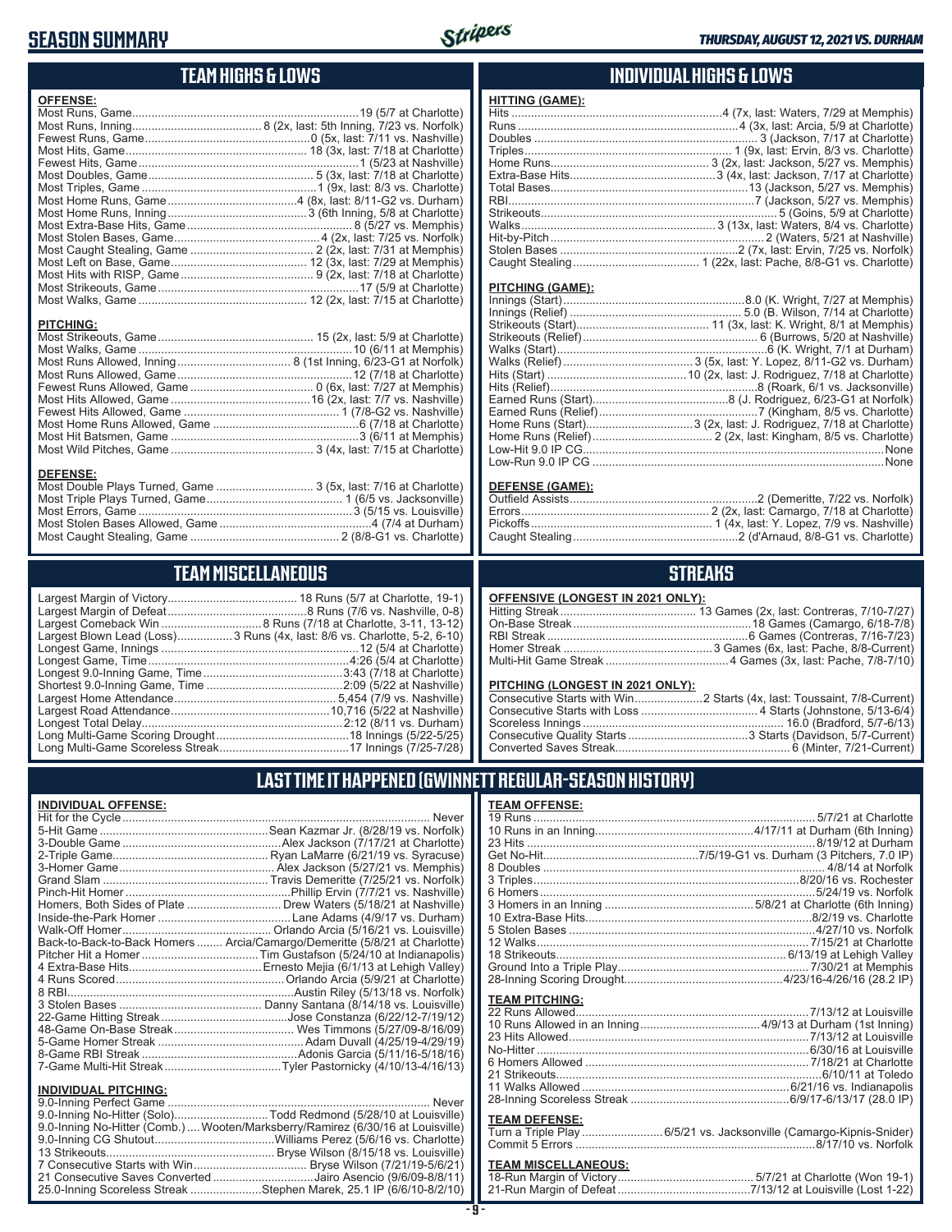# SEASON SUMMARY

## TEAM HIGHS & LOWS

**OFFENSE:**

| | |
|---|---|
| Most Runs, Game | 19 (5/7 at Charlotte) |
| Most Runs, Inning | 8 (2x, last: 5th Inning, 7/23 vs. Norfolk) |
| Fewest Runs, Game | 0 (5x, last: 7/11 vs. Nashville) |
| Most Hits, Game | 18 (3x, last: 7/18 at Charlotte) |
| Fewest Hits, Game | 1 (5/23 at Nashville) |
| Most Doubles, Game | 5 (3x, last: 7/18 at Charlotte) |
| Most Triples, Game | 1 (9x, last: 8/3 vs. Charlotte) |
| Most Home Runs, Game | 4 (8x, last: 8/11-G2 vs. Durham) |
| Most Home Runs, Inning | 3 (6th Inning, 5/8 at Charlotte) |
| Most Extra-Base Hits, Game | 8 (5/27 vs. Memphis) |
| Most Stolen Bases, Game | 4 (2x, last: 7/25 vs. Norfolk) |
| Most Caught Stealing, Game | 2 (2x, last: 7/31 at Memphis) |
| Most Left on Base, Game | 12 (3x, last: 7/29 at Memphis) |
| Most Hits with RISP, Game | 9 (2x, last: 7/18 at Charlotte) |
| Most Strikeouts, Game | 17 (5/9 at Charlotte) |
| Most Walks, Game | 12 (2x, last: 7/15 at Charlotte) |

**PITCHING:**

| | |
|---|---|
| Most Strikeouts, Game | 15 (2x, last: 5/9 at Charlotte) |
| Most Walks, Game | 10 (6/11 at Memphis) |
| Most Runs Allowed, Inning | 8 (1st Inning, 6/23-G1 at Norfolk) |
| Most Runs Allowed, Game | 12 (7/18 at Charlotte) |
| Fewest Runs Allowed, Game | 0 (6x, last: 7/27 at Memphis) |
| Most Hits Allowed, Game | 16 (2x, last: 7/5 vs. Nashville) |
| Fewest Hits Allowed, Game | 1 (7/8-G2 vs. Nashville) |
| Most Home Runs Allowed, Game | 6 (7/18 at Charlotte) |
| Most Hit Batsmen, Game | 3 (6/11 at Memphis) |
| Most Wild Pitches, Game | 3 (4x, last: 7/15 at Charlotte) |

**DEFENSE:**

| | |
|---|---|
| Most Double Plays Turned, Game | 3 (5x, last: 7/16 at Charlotte) |
| Most Triple Plays Turned, Game | 1 (6/5 vs. Jacksonville) |
| Most Errors, Game | 3 (5/15 vs. Louisville) |
| Most Stolen Bases Allowed, Game | 4 (7/4 at Durham) |
| Most Caught Stealing, Game | 2 (8/8-G1 vs. Charlotte) |

## INDIVIDUAL HIGHS & LOWS

**HITTING (GAME):**

| | |
|---|---|
| Hits | 4 (7x, last: Waters, 7/29 at Memphis) |
| Runs | 4 (3x, last: Arcia, 5/9 at Charlotte) |
| Doubles | 3 (Jackson, 7/17 at Charlotte) |
| Triples | 1 (9x, last: Ervin, 8/3 vs. Charlotte) |
| Home Runs | 3 (2x, last: Jackson, 5/27 vs. Memphis) |
| Extra-Base Hits | 3 (4x, last: Jackson, 7/17 at Charlotte) |
| Total Bases | 13 (Jackson, 5/27 vs. Memphis) |
| RBI | 7 (Jackson, 5/27 vs. Memphis) |
| Strikeouts | 5 (Goins, 5/9 at Charlotte) |
| Walks | 3 (13x, last: Waters, 8/4 vs. Charlotte) |
| Hit-by-Pitch | 2 (Waters, 5/21 at Nashville) |
| Stolen Bases | 2 (7x, last: Ervin, 7/25 vs. Norfolk) |
| Caught Stealing | 1 (22x, last: Pache, 8/8-G1 vs. Charlotte) |

**PITCHING (GAME):**

| | |
|---|---|
| Innings (Start) | 8.0 (K. Wright, 7/27 at Memphis) |
| Innings (Relief) | 5.0 (B. Wilson, 7/14 at Charlotte) |
| Strikeouts (Start) | 11 (3x, last: K. Wright, 8/1 at Memphis) |
| Strikeouts (Relief) | 6 (Burrows, 5/20 at Nashville) |
| Walks (Start) | 6 (K. Wright, 7/1 at Durham) |
| Walks (Relief) | 3 (5x, last: Y. Lopez, 8/11-G2 vs. Durham) |
| Hits (Start) | 10 (2x, last: J. Rodriguez, 7/18 at Charlotte) |
| Hits (Relief) | 8 (Roark, 6/1 vs. Jacksonville) |
| Earned Runs (Start) | 8 (J. Rodriguez, 6/23-G1 at Norfolk) |
| Earned Runs (Relief) | 7 (Kingham, 8/5 vs. Charlotte) |
| Home Runs (Start) | 3 (2x, last: J. Rodriguez, 7/18 at Charlotte) |
| Home Runs (Relief) | 2 (3x, last: Kingham, 8/5 vs. Charlotte) |
| Low-Hit 9.0 IP CG | None |
| Low-Run 9.0 IP CG | None |

**DEFENSE (GAME):**

| | |
|---|---|
| Outfield Assists | 2 (Demeritte, 7/22 vs. Norfolk) |
| Errors | 2 (2x, last: Camargo, 7/18 at Charlotte) |
| Pickoffs | 1 (4x, last: Y. Lopez, 7/9 vs. Nashville) |
| Caught Stealing | 2 (d'Arnaud, 8/8-G1 vs. Charlotte) |

## TEAM MISCELLANEOUS

| | |
|---|---|
| Largest Margin of Victory | 18 Runs (5/7 at Charlotte, 19-1) |
| Largest Margin of Defeat | 8 Runs (7/6 vs. Nashville, 0-8) |
| Largest Comeback Win | 8 Runs (7/18 at Charlotte, 3-11, 13-12) |
| Largest Blown Lead (Loss) | 3 Runs (4x, last: 8/6 vs. Charlotte, 5-2, 6-10) |
| Longest Game, Innings | 12 (5/4 at Charlotte) |
| Longest Game, Time | 4:26 (5/4 at Charlotte) |
| Longest 9.0-Inning Game, Time | 3:43 (7/18 at Charlotte) |
| Shortest 9.0-Inning Game, Time | 2:09 (5/22 at Nashville) |
| Largest Home Attendance | 5,454 (7/9 vs. Nashville) |
| Largest Road Attendance | 10,716 (5/22 at Nashville) |
| Longest Total Delay | 2:12 (8/11 vs. Durham) |
| Long Multi-Game Scoring Drought | 18 Innings (5/22-5/25) |
| Long Multi-Game Scoreless Streak | 17 Innings (7/25-7/28) |

## STREAKS

**OFFENSIVE (LONGEST IN 2021 ONLY):**

| | |
|---|---|
| Hitting Streak | 13 Games (2x, last: Contreras, 7/10-7/27) |
| On-Base Streak | 18 Games (Camargo, 6/18-7/8) |
| RBI Streak | 6 Games (Contreras, 7/16-7/23) |
| Homer Streak | 3 Games (6x, last: Pache, 8/8-Current) |
| Multi-Hit Game Streak | 4 Games (3x, last: Pache, 7/8-7/10) |

**PITCHING (LONGEST IN 2021 ONLY):**

| | |
|---|---|
| Consecutive Starts with Win | 2 Starts (4x, last: Toussaint, 7/8-Current) |
| Consecutive Starts with Loss | 4 Starts (Johnstone, 5/13-6/4) |
| Scoreless Innings | 16.0 (Bradford, 5/7-6/13) |
| Consecutive Quality Starts | 3 Starts (Davidson, 5/7-Current) |
| Converted Saves Streak | 6 (Minter, 7/21-Current) |

## LAST TIME IT HAPPENED (GWINNETT REGULAR-SEASON HISTORY)

**INDIVIDUAL OFFENSE:**

| | |
|---|---|
| Hit for the Cycle | Never |
| 5-Hit Game | Sean Kazmar Jr. (8/28/19 vs. Norfolk) |
| 3-Double Game | Alex Jackson (7/17/21 at Charlotte) |
| 2-Triple Game | Ryan LaMarre (6/21/19 vs. Syracuse) |
| 3-Homer Game | Alex Jackson (5/27/21 vs. Memphis) |
| Grand Slam | Travis Demeritte (7/25/21 vs. Norfolk) |
| Pinch-Hit Homer | Phillip Ervin (7/7/21 vs. Nashville) |
| Homers, Both Sides of Plate | Drew Waters (5/18/21 at Nashville) |
| Inside-the-Park Homer | Lane Adams (4/9/17 vs. Durham) |
| Walk-Off Homer | Orlando Arcia (5/16/21 vs. Louisville) |
| Back-to-Back-to-Back Homers | Arcia/Camargo/Demeritte (5/8/21 at Charlotte) |
| Pitcher Hit a Homer | Tim Gustafson (5/24/10 at Indianapolis) |
| 4 Extra-Base Hits | Ernesto Mejia (6/1/13 at Lehigh Valley) |
| 4 Runs Scored | Orlando Arcia (5/9/21 at Charlotte) |
| 8 RBI | Austin Riley (5/13/18 vs. Norfolk) |
| 3 Stolen Bases | Danny Santana (8/14/18 vs. Louisville) |
| 22-Game Hitting Streak | Jose Constanza (6/22/12-7/19/12) |
| 48-Game On-Base Streak | Wes Timmons (5/27/09-8/16/09) |
| 5-Game Homer Streak | Adam Duvall (4/25/19-4/29/19) |
| 8-Game RBI Streak | Adonis Garcia (5/11/16-5/18/16) |
| 7-Game Multi-Hit Streak | Tyler Pastornicky (4/10/13-4/16/13) |

**INDIVIDUAL PITCHING:**

| | |
|---|---|
| 9.0-Inning Perfect Game | Never |
| 9.0-Inning No-Hitter (Solo) | Todd Redmond (5/28/10 at Louisville) |
| 9.0-Inning No-Hitter (Comb.) | Wooten/Marksberry/Ramirez (6/30/16 at Louisville) |
| 9.0-Inning CG Shutout | Williams Perez (5/6/16 vs. Charlotte) |
| 13 Strikeouts | Bryse Wilson (8/15/18 vs. Louisville) |
| 7 Consecutive Starts with Win | Bryse Wilson (7/21/19-5/6/21) |
| 21 Consecutive Saves Converted | Jairo Asencio (9/6/09-8/8/11) |
| 25.0-Inning Scoreless Streak | Stephen Marek, 25.1 IP (6/6/10-8/2/10) |

**TEAM OFFENSE:**

| | |
|---|---|
| 19 Runs | 5/7/21 at Charlotte |
| 10 Runs in an Inning | 4/17/11 at Durham (6th Inning) |
| 23 Hits | 8/19/12 at Durham |
| Get No-Hit | 7/5/19-G1 vs. Durham (3 Pitchers, 7.0 IP) |
| 8 Doubles | 4/8/14 at Norfolk |
| 3 Triples | 8/20/16 vs. Rochester |
| 6 Homers | 5/24/19 vs. Norfolk |
| 3 Homers in an Inning | 5/8/21 at Charlotte (6th Inning) |
| 10 Extra-Base Hits | 8/2/19 vs. Charlotte |
| 5 Stolen Bases | 4/27/10 vs. Norfolk |
| 12 Walks | 7/15/21 at Charlotte |
| 18 Strikeouts | 6/13/19 at Lehigh Valley |
| Ground Into a Triple Play | 7/30/21 at Memphis |
| 28-Inning Scoring Drought | 4/23/16-4/26/16 (28.2 IP) |

**TEAM PITCHING:**

| | |
|---|---|
| 22 Runs Allowed | 7/13/12 at Louisville |
| 10 Runs Allowed in an Inning | 4/9/13 at Durham (1st Inning) |
| 23 Hits Allowed | 7/13/12 at Louisville |
| No-Hitter | 6/30/16 at Louisville |
| 6 Homers Allowed | 7/18/21 at Charlotte |
| 21 Strikeouts | 6/10/11 at Toledo |
| 11 Walks Allowed | 6/21/16 vs. Indianapolis |
| 28-Inning Scoreless Streak | 6/9/17-6/13/17 (28.0 IP) |

**TEAM DEFENSE:**

| | |
|---|---|
| Turn a Triple Play | 6/5/21 vs. Jacksonville (Camargo-Kipnis-Snider) |
| Commit 5 Errors | 8/17/10 vs. Norfolk |

**TEAM MISCELLANEOUS:**

| | |
|---|---|
| 18-Run Margin of Victory | 5/7/21 at Charlotte (Won 19-1) |
| 21-Run Margin of Defeat | 7/13/12 at Louisville (Lost 1-22) |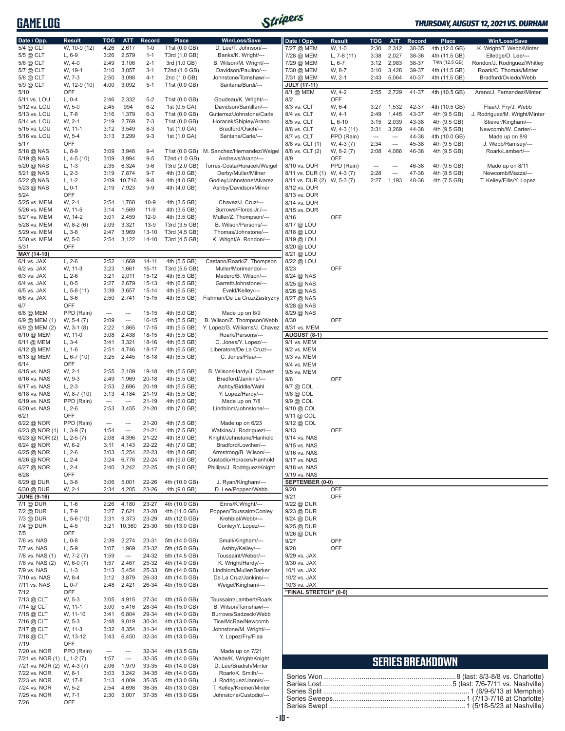# GAME LOG

**THURSDAY, AUGUST 12, 2021 VS. DURHAM**

| Date / Opp. | Result | TOG | ATT | Record | Place | Win/Loss/Save |
|---|---|---|---|---|---|---|
| 5/4 @ CLT | W, 10-9 (12) | 4:26 | 2,617 | 1-0 | T1st (0.0 GB) | D. Lee/T. Johnson/--- |
| 5/5 @ CLT | L, 6-9 | 3:26 | 2,579 | 1-1 | T3rd (1.0 GB) | Banks/K. Wright/--- |
| 5/6 @ CLT | W, 4-0 | 2:49 | 3,106 | 2-1 | 3rd (1.0 GB) | B. Wilson/M. Wright/--- |
| 5/7 @ CLT | W, 19-1 | 3:10 | 3,057 | 3-1 | T2nd (1.0 GB) | Davidson/Paulino/--- |
| 5/8 @ CLT | W, 7-3 | 2:50 | 3,098 | 4-1 | 2nd (1.0 GB) | Johnstone/Tomshaw/--- |
| 5/9 @ CLT | W, 12-9 (10) | 4:00 | 3,092 | 5-1 | T1st (0.0 GB) | Santana/Burdi/--- |
| 5/10 | OFF | | | | | |
| 5/11 vs. LOU | L, 0-4 | 2:46 | 2,332 | 5-2 | T1st (0.0 GB) | Goudeau/K. Wright/--- |
| 5/12 vs. LOU | W, 5-0 | 2:45 | 994 | 6-2 | 1st (0.5 GA) | Davidson/Santillan/--- |
| 5/13 vs. LOU | L, 7-8 | 3:16 | 1,379 | 6-3 | T1st (0.0 GB) | Gutierrez/Johnstone/Carle |
| 5/14 vs. LOU | W, 2-1 | 2:19 | 2,769 | 7-3 | T1st (0.0 GB) | Horacek/Shipley/Arano |
| 5/15 vs. LOU | W, 11-1 | 3:12 | 3,549 | 8-3 | 1st (1.0 GA) | Bradford/Osich/--- |
| 5/16 vs. LOU | W, 5-4 | 3:13 | 3,299 | 9-3 | 1st (1.0 GA) | Santana/Carle/--- |
| 5/17 | OFF | | | | | |
| 5/18 @ NAS | L, 8-9 | 3:09 | 3,948 | 9-4 | T1st (0.0 GB) | M. Sanchez/Hernandez/Weigel |
| 5/19 @ NAS | L, 4-5 (10) | 3:09 | 3,994 | 9-5 | T2nd (1.0 GB) | Andrews/Arano/--- |
| 5/20 @ NAS | L, 1-3 | 2:35 | 6,324 | 9-6 | T3rd (2.0 GB) | Torres-Costa/Horacek/Weigel |
| 5/21 @ NAS | L, 2-3 | 3:19 | 7,874 | 9-7 | 4th (3.0 GB) | Derby/Muller/Milner |
| 5/22 @ NAS | L, 1-2 | 2:09 | 10,716 | 9-8 | 4th (4.0 GB) | Godley/Johnstone/Alvarez |
| 5/23 @ NAS | L, 0-1 | 2:19 | 7,923 | 9-9 | 4th (4.0 GB) | Ashby/Davidson/Milner |
| 5/24 | OFF | | | | | |
| 5/25 vs. MEM | W, 2-1 | 2:54 | 1,768 | 10-9 | 4th (3.5 GB) | Chavez/J. Cruz/--- |
| 5/26 vs. MEM | W, 11-5 | 3:14 | 1,569 | 11-9 | 4th (3.5 GB) | Burrows/Flores Jr./--- |
| 5/27 vs. MEM | W, 14-2 | 3:01 | 2,459 | 12-9 | 4th (3.5 GB) | Muller/Z. Thompson/--- |
| 5/28 vs. MEM | W, 8-2 (6) | 2:09 | 3,321 | 13-9 | T3rd (3.5 GB) | B. Wilson/Parsons/--- |
| 5/29 vs. MEM | L, 3-8 | 2:47 | 3,969 | 13-10 | T3rd (4.5 GB) | Thomas/Johnstone/--- |
| 5/30 vs. MEM | W, 5-0 | 2:54 | 3,122 | 14-10 | T3rd (4.5 GB) | K. Wright/A. Rondon/--- |
| 5/31 | OFF | | | | | |
| **MAY (14-10)** | | | | | | |
| 6/1 vs. JAX | L, 2-6 | 2:52 | 1,669 | 14-11 | 4th (5.5 GB) | Castano/Roark/Z. Thompson |
| 6/2 vs. JAX | W, 11-3 | 3:23 | 1,661 | 15-11 | T3rd (5.5 GB) | Muller/Morimando/--- |
| 6/3 vs. JAX | L, 2-6 | 3:21 | 2,011 | 15-12 | 4th (6.5 GB) | Madero/B. Wilson/--- |
| 6/4 vs. JAX | L, 0-5 | 2:27 | 2,679 | 15-13 | 4th (6.5 GB) | Garrett/Johnstone/--- |
| 6/5 vs. JAX | L, 5-8 (11) | 3:39 | 3,657 | 15-14 | 4th (6.5 GB) | Eveld/Kelley/--- |
| 6/6 vs. JAX | L, 3-6 | 2:50 | 2,741 | 15-15 | 4th (6.5 GB) | Fishman/De La Cruz/Zastryzny |
| 6/7 | OFF | | | | | |
| 6/8 @ MEM | PPD (Rain) | --- | --- | 15-15 | 4th (6.0 GB) | Made up on 6/9 |
| 6/9 @ MEM (1) | W, 5-4 (7) | 2:09 | --- | 16-15 | 4th (5.5 GB) | B. Wilson/Z. Thompson/Webb |
| 6/9 @ MEM (2) | W, 3-1 (8) | 2:22 | 1,865 | 17-15 | 4th (5.5 GB) | Y. Lopez/G. Williams/J. Chavez |
| 6/10 @ MEM | W, 11-0 | 3:08 | 2,438 | 18-15 | 4th (5.5 GB) | Roark/Parsons/--- |
| 6/11 @ MEM | L, 3-4 | 3:41 | 3,321 | 18-16 | 4th (6.5 GB) | C. Jones/Y. Lopez/--- |
| 6/12 @ MEM | L, 1-6 | 2:51 | 4,746 | 18-17 | 4th (6.5 GB) | Liberatore/De La Cruz/--- |
| 6/13 @ MEM | L, 6-7 (10) | 3:25 | 2,445 | 18-18 | 4th (6.5 GB) | C. Jones/Flaa/--- |
| 6/14 | OFF | | | | | |
| 6/15 vs. NAS | W, 2-1 | 2:55 | 2,109 | 19-18 | 4th (5.5 GB) | B. Wilson/Hardy/J. Chavez |
| 6/16 vs. NAS | W, 9-3 | 2:49 | 1,969 | 20-18 | 4th (5.5 GB) | Bradford/Jankins/--- |
| 6/17 vs. NAS | L, 2-3 | 2:53 | 2,696 | 20-19 | 4th (5.5 GB) | Ashby/Biddle/Wahl |
| 6/18 vs. NAS | W, 8-7 (10) | 3:13 | 4,184 | 21-19 | 4th (5.5 GB) | Y. Lopez/Hardy/--- |
| 6/19 vs. NAS | PPD (Rain) | --- | --- | 21-19 | 4th (6.0 GB) | Made up on 7/8 |
| 6/20 vs. NAS | L, 2-6 | 2:53 | 3,455 | 21-20 | 4th (7.0 GB) | Lindblom/Johnstone/--- |
| 6/21 | OFF | | | | | |
| 6/22 @ NOR | PPD (Rain) | --- | --- | 21-20 | 4th (7.5 GB) | Made up on 6/23 |
| 6/23 @ NOR (1) | L, 3-9 (7) | 1:54 | --- | 21-21 | 4th (7.5 GB) | Watkins/J. Rodriguez/--- |
| 6/23 @ NOR (2) | L, 2-5 (7) | 2:08 | 4,396 | 21-22 | 4th (8.0 GB) | Knight/Johnstone/Hanhold |
| 6/24 @ NOR | W, 6-2 | 3:11 | 4,143 | 22-22 | 4th (7.0 GB) | Bradford/Lowther/--- |
| 6/25 @ NOR | L, 2-6 | 3:03 | 5,254 | 22-23 | 4th (8.0 GB) | Armstrong/B. Wilson/--- |
| 6/26 @ NOR | L, 2-4 | 3:24 | 6,776 | 22-24 | 4th (9.0 GB) | Custodio/Horacek/Hanhold |
| 6/27 @ NOR | L, 2-4 | 2:40 | 3,242 | 22-25 | 4th (9.0 GB) | Phillips/J. Rodriguez/Knight |
| 6/28 | OFF | | | | | |
| 6/29 @ DUR | L, 3-8 | 3:06 | 5,001 | 22-26 | 4th (10.0 GB) | J. Ryan/Kingham/--- |
| 6/30 @ DUR | W, 2-1 | 2:34 | 4,205 | 23-26 | 4th (9.0 GB) | D. Lee/Poppen/Webb |
| **JUNE (9-16)** | | | | | | |
| 7/1 @ DUR | L, 1-6 | 2:26 | 4,180 | 23-27 | 4th (10.0 GB) | Enns/K.Wright/--- |
| 7/2 @ DUR | L, 7-9 | 3:27 | 7,621 | 23-28 | 4th (11.0 GB) | Poppen/Toussaint/Conley |
| 7/3 @ DUR | L, 5-6 (10) | 3:31 | 9,373 | 23-29 | 4th (12.0 GB) | Krehbiel/Webb/--- |
| 7/4 @ DUR | L, 4-5 | 3:21 | 10,360 | 23-30 | 5th (13.0 GB) | Conley/Y. Lopez/--- |
| 7/5 | OFF | | | | | |
| 7/6 vs. NAS | L, 0-8 | 2:39 | 2,274 | 23-31 | 5th (14.0 GB) | Small/Kingham/--- |
| 7/7 vs. NAS | L, 5-9 | 3:07 | 1,969 | 23-32 | 5th (15.0 GB) | Ashby/Kelley/--- |
| 7/8 vs. NAS (1) | W, 7-2 (7) | 1:59 | --- | 24-32 | 5th (14.5 GB) | Toussaint/Weber/--- |
| 7/8 vs. NAS (2) | W, 6-0 (7) | 1:57 | 2,467 | 25-32 | 4th (14.0 GB) | K. Wright/Hardy/--- |
| 7/9 vs. NAS | L, 1-3 | 3:13 | 5,454 | 25-33 | 6th (14.0 GB) | Lindblom/Muller/Barker |
| 7/10 vs. NAS | W, 8-4 | 3:12 | 3,879 | 26-33 | 4th (14.0 GB) | De La Cruz/Jankins/--- |
| 7/11 vs. NAS | L, 0-7 | 2:48 | 2,421 | 26-34 | 4th (15.0 GB) | Weigel/Kingham/--- |
| 7/12 | OFF | | | | | |
| 7/13 @ CLT | W, 5-3 | 3:05 | 4,915 | 27-34 | 4th (15.0 GB) | Toussaint/Lambert/Roark |
| 7/14 @ CLT | W, 11-1 | 3:00 | 5,416 | 28-34 | 4th (15.0 GB) | B. Wilson/Tomshaw/--- |
| 7/15 @ CLT | W, 11-10 | 3:41 | 6,804 | 29-34 | 4th (14.0 GB) | Burrows/Sadzeck/Webb |
| 7/16 @ CLT | W, 5-3 | 2:48 | 9,019 | 30-34 | 4th (13.0 GB) | Tice/McRae/Newcomb |
| 7/17 @ CLT | W, 11-3 | 3:32 | 8,354 | 31-34 | 4th (13.0 GB) | Johnstone/M. Wright/--- |
| 7/18 @ CLT | W, 13-12 | 3:43 | 6,450 | 32-34 | 4th (13.0 GB) | Y. Lopez/Fry/Flaa |
| 7/19 | OFF | | | | | |
| 7/20 vs. NOR | PPD (Rain) | --- | --- | 32-34 | 4th (13.5 GB) | Made up on 7/21 |
| 7/21 vs. NOR (1) | L, 1-2 (7) | 1:57 | --- | 32-35 | 4th (14.0 GB) | Wade/K. Wright/Knight |
| 7/21 vs. NOR (2) | W, 4-3 (7) | 2:06 | 1,979 | 33-35 | 4th (14.0 GB) | D. Lee/Bradish/Minter |
| 7/22 vs. NOR | W, 8-1 | 3:03 | 3,242 | 34-35 | 4th (14.0 GB) | Roark/K. Smith/--- |
| 7/23 vs. NOR | W, 17-8 | 3:13 | 4,009 | 35-35 | 4th (13.0 GB) | J. Rodriguez/Jannis/--- |
| 7/24 vs. NOR | W, 5-2 | 2:54 | 4,698 | 36-35 | 4th (13.0 GB) | T. Kelley/Kremer/Minter |
| 7/25 vs. NOR | W, 7-1 | 2:30 | 3,007 | 37-35 | 4th (13.0 GB) | Johnstone/Custodio/--- |
| 7/26 | OFF | | | | | |
| 7/27 @ MEM | W, 1-0 | 2:30 | 2,312 | 38-35 | 4th (12.0 GB) | K. Wright/T. Webb/Minter |
| 7/28 @ MEM | L, 7-8 (11) | 3:38 | 2,027 | 38-36 | 4th (11.5 GB) | Elledge/D. Lee/--- |
| 7/29 @ MEM | L, 6-7 | 3:12 | 2,983 | 38-37 | T4th (12.5 GB) | Rondon/J. Rodriguez/Whitley |
| 7/30 @ MEM | W, 8-7 | 3:10 | 3,428 | 39-37 | 4th (11.5 GB) | Roark/C. Thomas/Minter |
| 7/31 @ MEM | W, 2-1 | 2:43 | 5,064 | 40-37 | 4th (11.5 GB) | Bradford/Oviedo/Webb |
| **JULY (17-11)** | | | | | | |
| 8/1 @ MEM | W, 4-2 | 2:55 | 2,729 | 41-37 | 4th (10.5 GB) | Arano/J. Fernandez/Minter |
| 8/2 | OFF | | | | | |
| 8/3 vs. CLT | W, 6-4 | 3:27 | 1,532 | 42-37 | 4th (10.5 GB) | Flaa/J. Fry/J. Webb |
| 8/4 vs. CLT | W, 4-1 | 2:49 | 1,445 | 43-37 | 4th (9.5 GB) | J. Rodriguez/M. Wright/Minter |
| 8/5 vs. CLT | L, 6-10 | 3:15 | 2,039 | 43-38 | 4th (9.5 GB) | Stiever/Kingham/--- |
| 8/6 vs. CLT | W, 4-3 (11) | 3:31 | 3,269 | 44-38 | 4th (9.5 GB) | Newcomb/W. Carter/--- |
| 8/7 vs. CLT | PPD (Rain) | --- | --- | 44-38 | 4th (10.0 GB) | Made up on 8/8 |
| 8/8 vs. CLT (1) | W, 4-3 (7) | 2:34 | --- | 45-38 | 4th (9.5 GB) | J. Webb/Ramsey/--- |
| 8/8 vs. CLT (2) | W, 8-2 (7) | 2:08 | 4,086 | 46-38 | 4th (9.5 GB) | Roark/Lambert/--- |
| 8/9 | OFF | | | | | |
| 8/10 vs. DUR | PPD (Rain) | --- | --- | 46-38 | 4th (9.5 GB) | Made up on 8/11 |
| 8/11 vs. DUR (1) | W, 4-3 (7) | 2:28 | --- | 47-38 | 4th (8.5 GB) | Newcomb/Mazza/--- |
| 8/11 vs. DUR (2) | W, 5-3 (7) | 2:27 | 1,193 | 48-38 | 4th (7.5 GB) | T. Kelley/Ellis/Y. Lopez |
| 8/12 vs. DUR | | | | | | |
| 8/13 vs. DUR | | | | | | |
| 8/14 vs. DUR | | | | | | |
| 8/15 vs. DUR | | | | | | |
| 8/16 | OFF | | | | | |
| 8/17 @ LOU | | | | | | |
| 8/18 @ LOU | | | | | | |
| 8/19 @ LOU | | | | | | |
| 8/20 @ LOU | | | | | | |
| 8/21 @ LOU | | | | | | |
| 8/22 @ LOU | | | | | | |
| 8/23 | OFF | | | | | |
| 8/24 @ NAS | | | | | | |
| 8/25 @ NAS | | | | | | |
| 8/26 @ NAS | | | | | | |
| 8/27 @ NAS | | | | | | |
| 8/28 @ NAS | | | | | | |
| 8/29 @ NAS | | | | | | |
| 8/30 | OFF | | | | | |
| 8/31 vs. MEM | | | | | | |
| **AUGUST (8-1)** | | | | | | |
| 9/1 vs. MEM | | | | | | |
| 9/2 vs. MEM | | | | | | |
| 9/3 vs. MEM | | | | | | |
| 9/4 vs. MEM | | | | | | |
| 9/5 vs. MEM | | | | | | |
| 9/6 | OFF | | | | | |
| 9/7 @ COL | | | | | | |
| 9/8 @ COL | | | | | | |
| 9/9 @ COL | | | | | | |
| 9/10 @ COL | | | | | | |
| 9/11 @ COL | | | | | | |
| 9/12 @ COL | | | | | | |
| 9/13 | OFF | | | | | |
| 9/14 vs. NAS | | | | | | |
| 9/15 vs. NAS | | | | | | |
| 9/16 vs. NAS | | | | | | |
| 9/17 vs. NAS | | | | | | |
| 9/18 vs. NAS | | | | | | |
| 9/19 vs. NAS | | | | | | |
| **SEPTEMBER (0-0)** | | | | | | |
| 9/20 | OFF | | | | | |
| 9/21 | OFF | | | | | |
| 9/22 @ DUR | | | | | | |
| 9/23 @ DUR | | | | | | |
| 9/24 @ DUR | | | | | | |
| 9/25 @ DUR | | | | | | |
| 9/26 @ DUR | | | | | | |
| 9/27 | OFF | | | | | |
| 9/28 | OFF | | | | | |
| 9/29 vs. JAX | | | | | | |
| 9/30 vs. JAX | | | | | | |
| 10/1 vs. JAX | | | | | | |
| 10/2 vs. JAX | | | | | | |
| 10/3 vs. JAX | | | | | | |
| **"FINAL STRETCH" (0-0)** | | | | | | |

## SERIES BREAKDOWN

Series Won .......... 8 (last: 8/3-8/8 vs. Charlotte)
Series Lost .......... 5 (last: 7/6-7/11 vs. Nashville)
Series Split .......... 1 (6/9-6/13 at Memphis)
Series Sweeps .......... 1 (7/13-7/18 at Charlotte)
Series Swept .......... 1 (5/18-5/23 at Nashville)